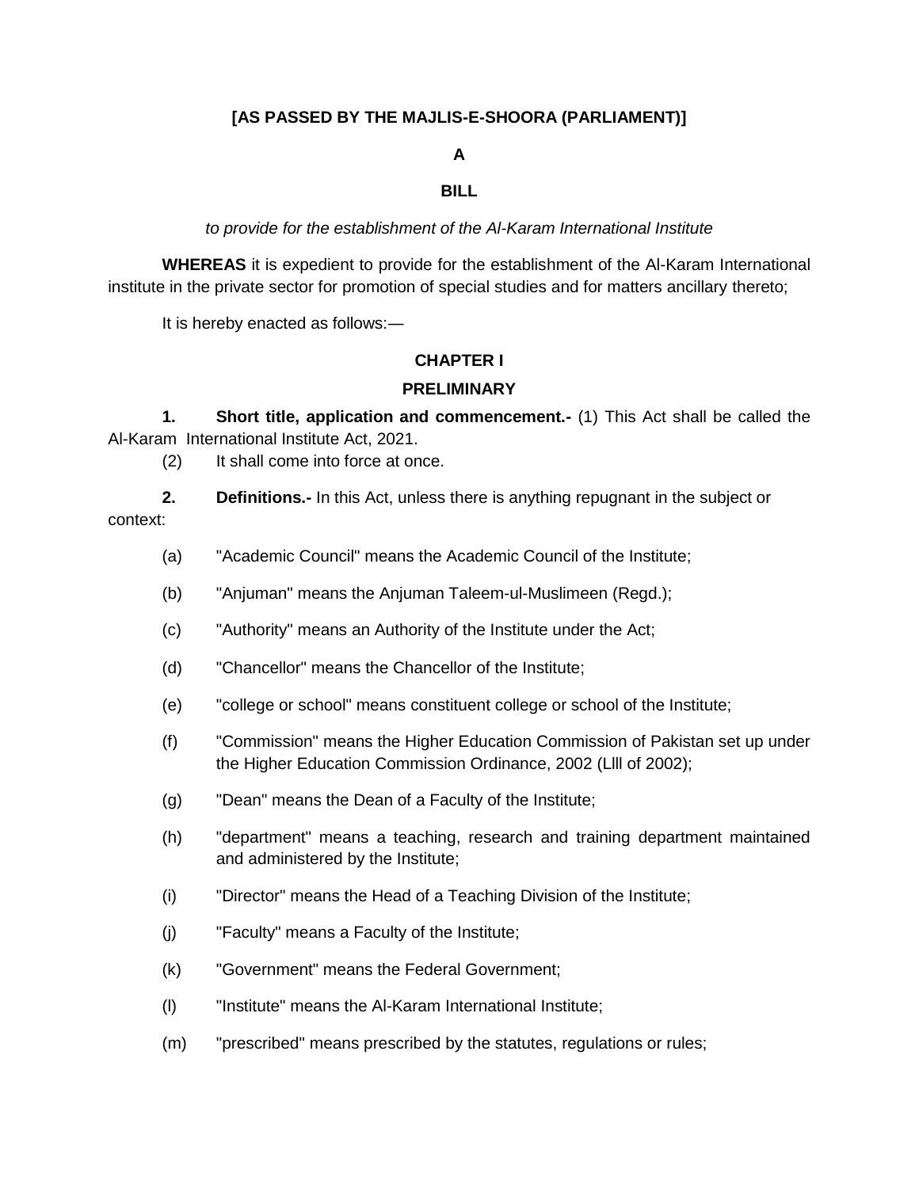**[AS PASSED BY THE MAJLIS-E-SHOORA (PARLIAMENT)]**

**A**

**BILL**

*to provide for the establishment of the Al-Karam International Institute*

**WHEREAS** it is expedient to provide for the establishment of the Al-Karam International institute in the private sector for promotion of special studies and for matters ancillary thereto;

It is hereby enacted as follows:—

## CHAPTER I

## PRELIMINARY

**1. Short title, application and commencement.-** (1) This Act shall be called the Al-Karam International Institute Act, 2021.

(2) It shall come into force at once.

**2. Definitions.-** In this Act, unless there is anything repugnant in the subject or context:

(a) "Academic Council" means the Academic Council of the Institute;

(b) "Anjuman" means the Anjuman Taleem-ul-Muslimeen (Regd.);

(c) "Authority" means an Authority of the Institute under the Act;

(d) "Chancellor" means the Chancellor of the Institute;

(e) "college or school" means constituent college or school of the Institute;

(f) "Commission" means the Higher Education Commission of Pakistan set up under the Higher Education Commission Ordinance, 2002 (Llll of 2002);

(g) "Dean" means the Dean of a Faculty of the Institute;

(h) "department" means a teaching, research and training department maintained and administered by the Institute;

(i) "Director" means the Head of a Teaching Division of the Institute;

(j) "Faculty" means a Faculty of the Institute;

(k) "Government" means the Federal Government;

(l) "Institute" means the Al-Karam International Institute;

(m) "prescribed" means prescribed by the statutes, regulations or rules;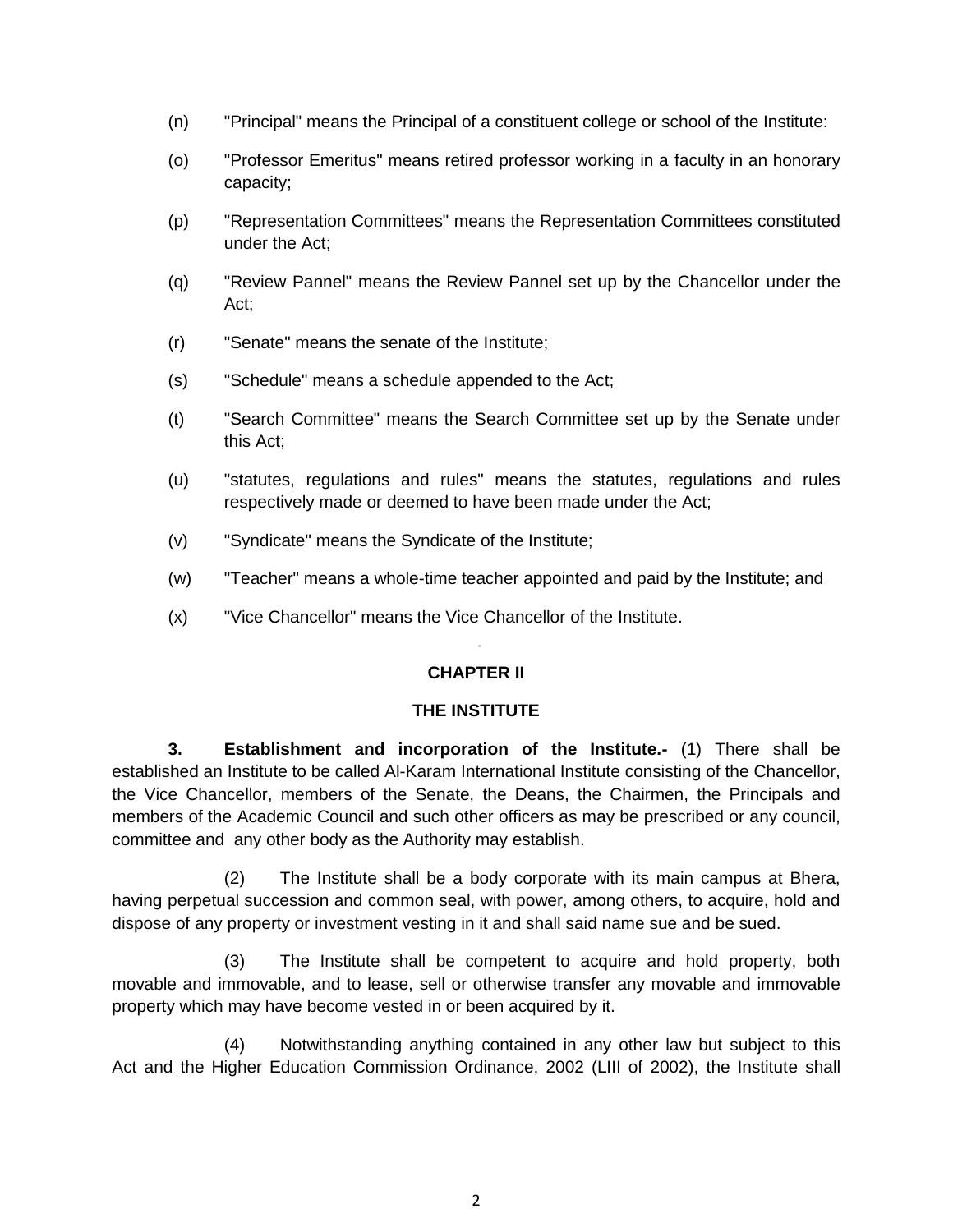(n) "Principal" means the Principal of a constituent college or school of the Institute:

(o) "Professor Emeritus" means retired professor working in a faculty in an honorary capacity;

(p) "Representation Committees" means the Representation Committees constituted under the Act;

(q) "Review Pannel" means the Review Pannel set up by the Chancellor under the Act;

(r) "Senate" means the senate of the Institute;

(s) "Schedule" means a schedule appended to the Act;

(t) "Search Committee" means the Search Committee set up by the Senate under this Act;

(u) "statutes, regulations and rules" means the statutes, regulations and rules respectively made or deemed to have been made under the Act;

(v) "Syndicate" means the Syndicate of the Institute;

(w) "Teacher" means a whole-time teacher appointed and paid by the Institute; and

(x) "Vice Chancellor" means the Vice Chancellor of the Institute.

## CHAPTER II

## THE INSTITUTE

**3. Establishment and incorporation of the Institute.-** (1) There shall be established an Institute to be called Al-Karam International Institute consisting of the Chancellor, the Vice Chancellor, members of the Senate, the Deans, the Chairmen, the Principals and members of the Academic Council and such other officers as may be prescribed or any council, committee and any other body as the Authority may establish.

(2) The Institute shall be a body corporate with its main campus at Bhera, having perpetual succession and common seal, with power, among others, to acquire, hold and dispose of any property or investment vesting in it and shall said name sue and be sued.

(3) The Institute shall be competent to acquire and hold property, both movable and immovable, and to lease, sell or otherwise transfer any movable and immovable property which may have become vested in or been acquired by it.

(4) Notwithstanding anything contained in any other law but subject to this Act and the Higher Education Commission Ordinance, 2002 (LIII of 2002), the Institute shall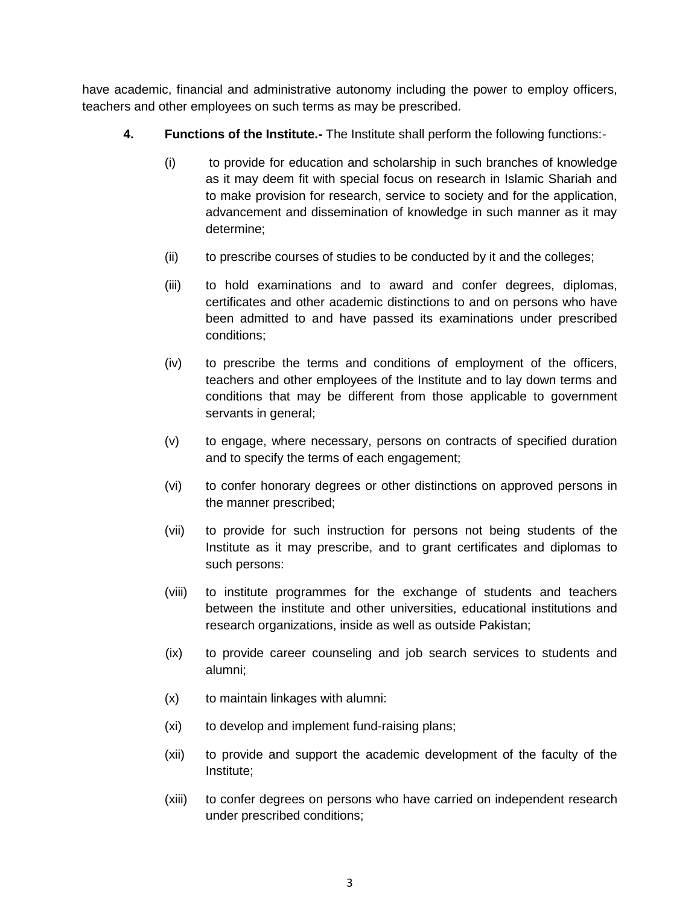have academic, financial and administrative autonomy including the power to employ officers, teachers and other employees on such terms as may be prescribed.

**4. Functions of the Institute.-** The Institute shall perform the following functions:-

(i) to provide for education and scholarship in such branches of knowledge as it may deem fit with special focus on research in Islamic Shariah and to make provision for research, service to society and for the application, advancement and dissemination of knowledge in such manner as it may determine;

(ii) to prescribe courses of studies to be conducted by it and the colleges;

(iii) to hold examinations and to award and confer degrees, diplomas, certificates and other academic distinctions to and on persons who have been admitted to and have passed its examinations under prescribed conditions;

(iv) to prescribe the terms and conditions of employment of the officers, teachers and other employees of the Institute and to lay down terms and conditions that may be different from those applicable to government servants in general;

(v) to engage, where necessary, persons on contracts of specified duration and to specify the terms of each engagement;

(vi) to confer honorary degrees or other distinctions on approved persons in the manner prescribed;

(vii) to provide for such instruction for persons not being students of the Institute as it may prescribe, and to grant certificates and diplomas to such persons:

(viii) to institute programmes for the exchange of students and teachers between the institute and other universities, educational institutions and research organizations, inside as well as outside Pakistan;

(ix) to provide career counseling and job search services to students and alumni;

(x) to maintain linkages with alumni:

(xi) to develop and implement fund-raising plans;

(xii) to provide and support the academic development of the faculty of the Institute;

(xiii) to confer degrees on persons who have carried on independent research under prescribed conditions;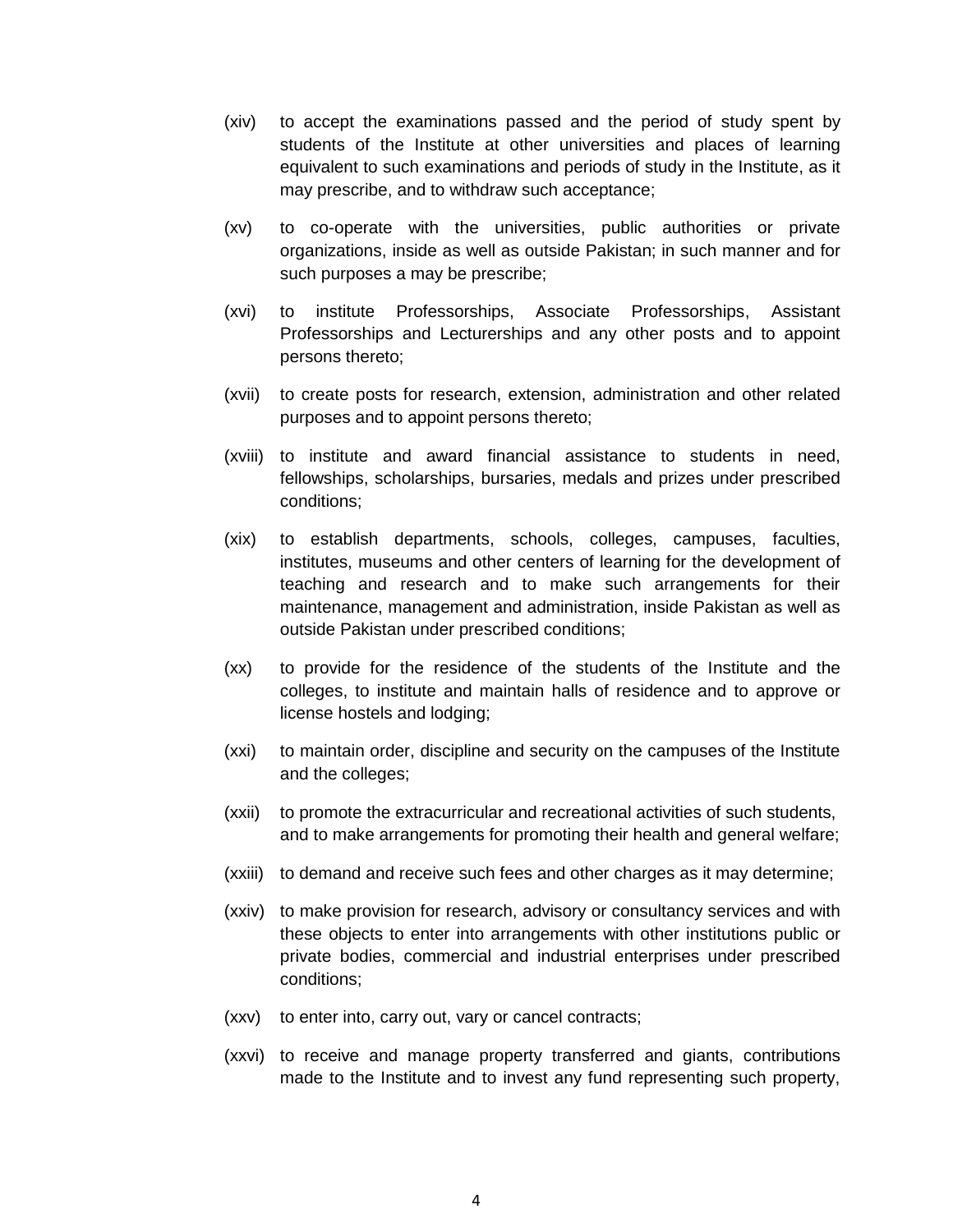(xiv) to accept the examinations passed and the period of study spent by students of the Institute at other universities and places of learning equivalent to such examinations and periods of study in the Institute, as it may prescribe, and to withdraw such acceptance;

(xv) to co-operate with the universities, public authorities or private organizations, inside as well as outside Pakistan; in such manner and for such purposes a may be prescribe;

(xvi) to institute Professorships, Associate Professorships, Assistant Professorships and Lecturerships and any other posts and to appoint persons thereto;

(xvii) to create posts for research, extension, administration and other related purposes and to appoint persons thereto;

(xviii) to institute and award financial assistance to students in need, fellowships, scholarships, bursaries, medals and prizes under prescribed conditions;

(xix) to establish departments, schools, colleges, campuses, faculties, institutes, museums and other centers of learning for the development of teaching and research and to make such arrangements for their maintenance, management and administration, inside Pakistan as well as outside Pakistan under prescribed conditions;

(xx) to provide for the residence of the students of the Institute and the colleges, to institute and maintain halls of residence and to approve or license hostels and lodging;

(xxi) to maintain order, discipline and security on the campuses of the Institute and the colleges;

(xxii) to promote the extracurricular and recreational activities of such students, and to make arrangements for promoting their health and general welfare;

(xxiii) to demand and receive such fees and other charges as it may determine;

(xxiv) to make provision for research, advisory or consultancy services and with these objects to enter into arrangements with other institutions public or private bodies, commercial and industrial enterprises under prescribed conditions;

(xxv) to enter into, carry out, vary or cancel contracts;

(xxvi) to receive and manage property transferred and giants, contributions made to the Institute and to invest any fund representing such property,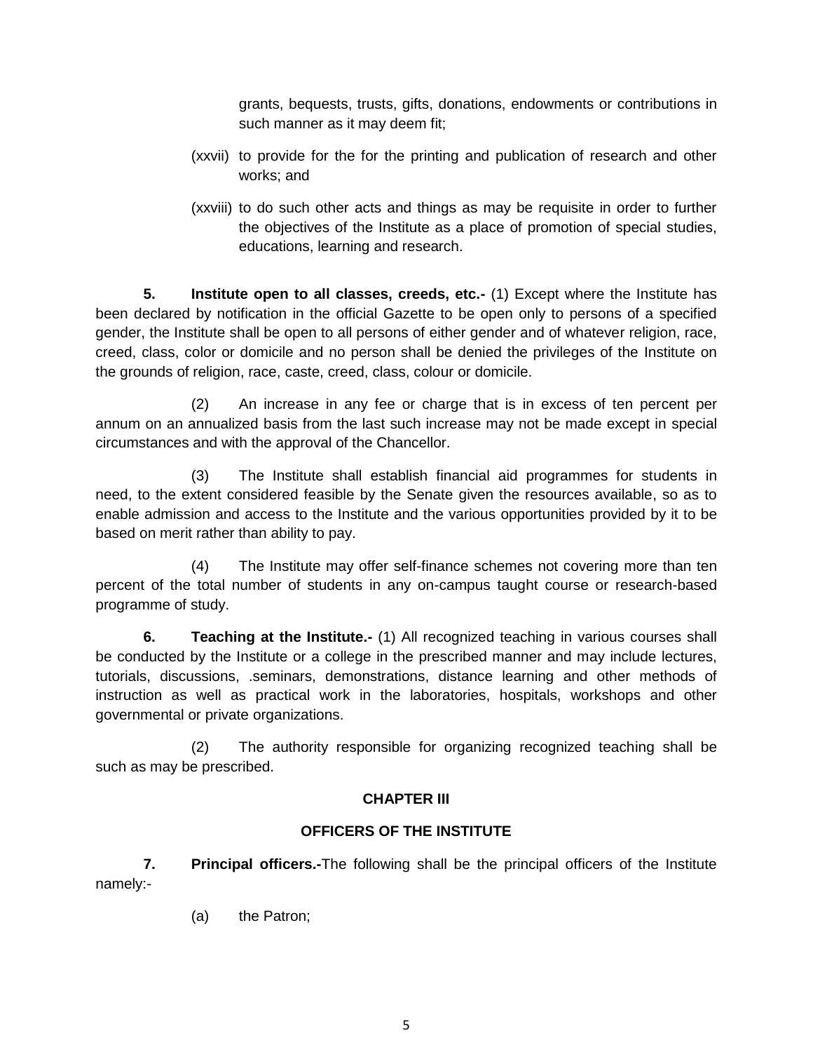grants, bequests, trusts, gifts, donations, endowments or contributions in such manner as it may deem fit;

(xxvii) to provide for the for the printing and publication of research and other works; and

(xxviii) to do such other acts and things as may be requisite in order to further the objectives of the Institute as a place of promotion of special studies, educations, learning and research.

**5. Institute open to all classes, creeds, etc.-** (1) Except where the Institute has been declared by notification in the official Gazette to be open only to persons of a specified gender, the Institute shall be open to all persons of either gender and of whatever religion, race, creed, class, color or domicile and no person shall be denied the privileges of the Institute on the grounds of religion, race, caste, creed, class, colour or domicile.

(2) An increase in any fee or charge that is in excess of ten percent per annum on an annualized basis from the last such increase may not be made except in special circumstances and with the approval of the Chancellor.

(3) The Institute shall establish financial aid programmes for students in need, to the extent considered feasible by the Senate given the resources available, so as to enable admission and access to the Institute and the various opportunities provided by it to be based on merit rather than ability to pay.

(4) The Institute may offer self-finance schemes not covering more than ten percent of the total number of students in any on-campus taught course or research-based programme of study.

**6. Teaching at the Institute.-** (1) All recognized teaching in various courses shall be conducted by the Institute or a college in the prescribed manner and may include lectures, tutorials, discussions, .seminars, demonstrations, distance learning and other methods of instruction as well as practical work in the laboratories, hospitals, workshops and other governmental or private organizations.

(2) The authority responsible for organizing recognized teaching shall be such as may be prescribed.

## CHAPTER III

## OFFICERS OF THE INSTITUTE

**7. Principal officers.-**The following shall be the principal officers of the Institute namely:-

(a) the Patron;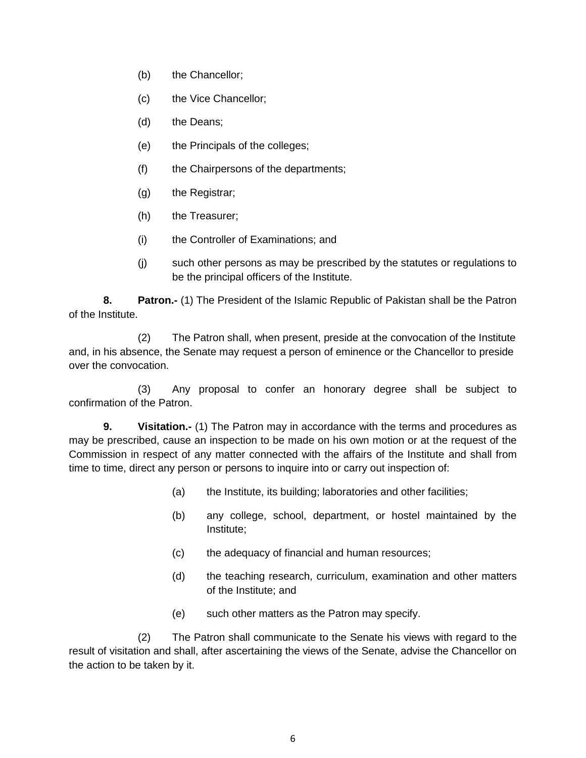(b) the Chancellor;

(c) the Vice Chancellor;

(d) the Deans;

(e) the Principals of the colleges;

(f) the Chairpersons of the departments;

(g) the Registrar;

(h) the Treasurer;

(i) the Controller of Examinations; and

(j) such other persons as may be prescribed by the statutes or regulations to be the principal officers of the Institute.

**8. Patron.-** (1) The President of the Islamic Republic of Pakistan shall be the Patron of the Institute.

(2) The Patron shall, when present, preside at the convocation of the Institute and, in his absence, the Senate may request a person of eminence or the Chancellor to preside over the convocation.

(3) Any proposal to confer an honorary degree shall be subject to confirmation of the Patron.

**9. Visitation.-** (1) The Patron may in accordance with the terms and procedures as may be prescribed, cause an inspection to be made on his own motion or at the request of the Commission in respect of any matter connected with the affairs of the Institute and shall from time to time, direct any person or persons to inquire into or carry out inspection of:

(a) the Institute, its building; laboratories and other facilities;

(b) any college, school, department, or hostel maintained by the Institute;

(c) the adequacy of financial and human resources;

(d) the teaching research, curriculum, examination and other matters of the Institute; and

(e) such other matters as the Patron may specify.

(2) The Patron shall communicate to the Senate his views with regard to the result of visitation and shall, after ascertaining the views of the Senate, advise the Chancellor on the action to be taken by it.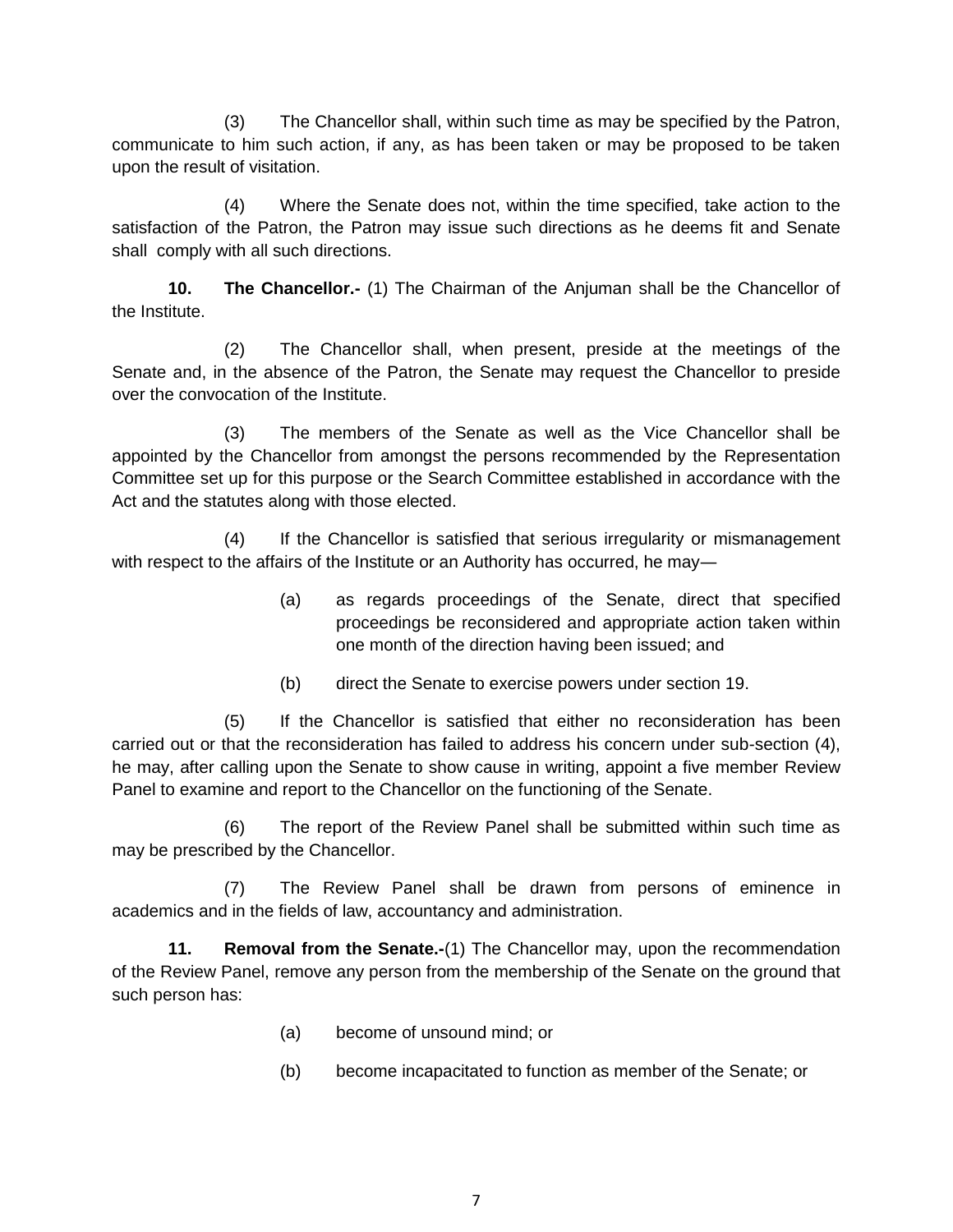(3) The Chancellor shall, within such time as may be specified by the Patron, communicate to him such action, if any, as has been taken or may be proposed to be taken upon the result of visitation.

(4) Where the Senate does not, within the time specified, take action to the satisfaction of the Patron, the Patron may issue such directions as he deems fit and Senate shall comply with all such directions.

**10. The Chancellor.-** (1) The Chairman of the Anjuman shall be the Chancellor of the Institute.

(2) The Chancellor shall, when present, preside at the meetings of the Senate and, in the absence of the Patron, the Senate may request the Chancellor to preside over the convocation of the Institute.

(3) The members of the Senate as well as the Vice Chancellor shall be appointed by the Chancellor from amongst the persons recommended by the Representation Committee set up for this purpose or the Search Committee established in accordance with the Act and the statutes along with those elected.

(4) If the Chancellor is satisfied that serious irregularity or mismanagement with respect to the affairs of the Institute or an Authority has occurred, he may—

(a) as regards proceedings of the Senate, direct that specified proceedings be reconsidered and appropriate action taken within one month of the direction having been issued; and

(b) direct the Senate to exercise powers under section 19.

(5) If the Chancellor is satisfied that either no reconsideration has been carried out or that the reconsideration has failed to address his concern under sub-section (4), he may, after calling upon the Senate to show cause in writing, appoint a five member Review Panel to examine and report to the Chancellor on the functioning of the Senate.

(6) The report of the Review Panel shall be submitted within such time as may be prescribed by the Chancellor.

(7) The Review Panel shall be drawn from persons of eminence in academics and in the fields of law, accountancy and administration.

**11. Removal from the Senate.-**(1) The Chancellor may, upon the recommendation of the Review Panel, remove any person from the membership of the Senate on the ground that such person has:

(a) become of unsound mind; or

(b) become incapacitated to function as member of the Senate; or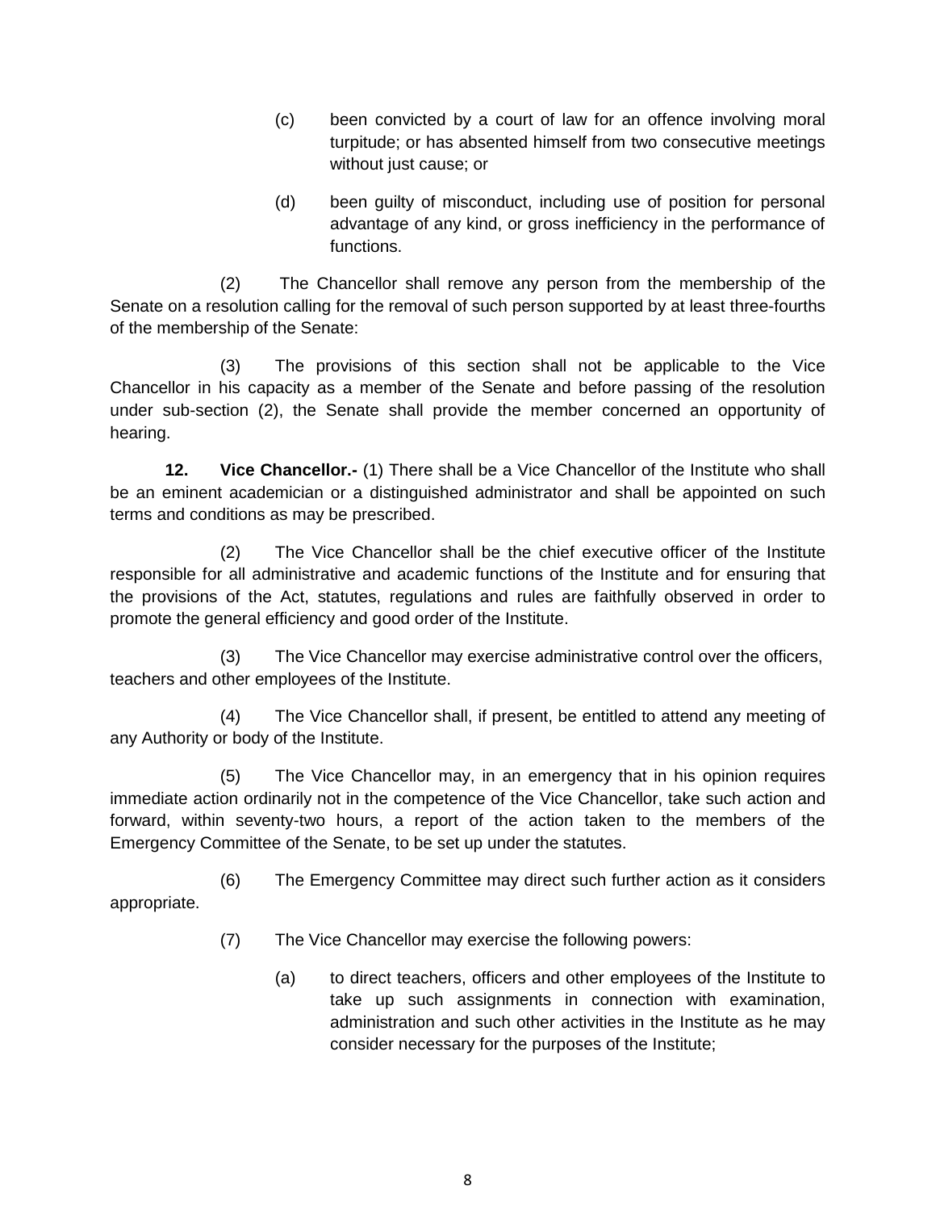(c) been convicted by a court of law for an offence involving moral turpitude; or has absented himself from two consecutive meetings without just cause; or

(d) been guilty of misconduct, including use of position for personal advantage of any kind, or gross inefficiency in the performance of functions.

(2) The Chancellor shall remove any person from the membership of the Senate on a resolution calling for the removal of such person supported by at least three-fourths of the membership of the Senate:

(3) The provisions of this section shall not be applicable to the Vice Chancellor in his capacity as a member of the Senate and before passing of the resolution under sub-section (2), the Senate shall provide the member concerned an opportunity of hearing.

**12. Vice Chancellor.-** (1) There shall be a Vice Chancellor of the Institute who shall be an eminent academician or a distinguished administrator and shall be appointed on such terms and conditions as may be prescribed.

(2) The Vice Chancellor shall be the chief executive officer of the Institute responsible for all administrative and academic functions of the Institute and for ensuring that the provisions of the Act, statutes, regulations and rules are faithfully observed in order to promote the general efficiency and good order of the Institute.

(3) The Vice Chancellor may exercise administrative control over the officers, teachers and other employees of the Institute.

(4) The Vice Chancellor shall, if present, be entitled to attend any meeting of any Authority or body of the Institute.

(5) The Vice Chancellor may, in an emergency that in his opinion requires immediate action ordinarily not in the competence of the Vice Chancellor, take such action and forward, within seventy-two hours, a report of the action taken to the members of the Emergency Committee of the Senate, to be set up under the statutes.

(6) The Emergency Committee may direct such further action as it considers appropriate.

(7) The Vice Chancellor may exercise the following powers:

(a) to direct teachers, officers and other employees of the Institute to take up such assignments in connection with examination, administration and such other activities in the Institute as he may consider necessary for the purposes of the Institute;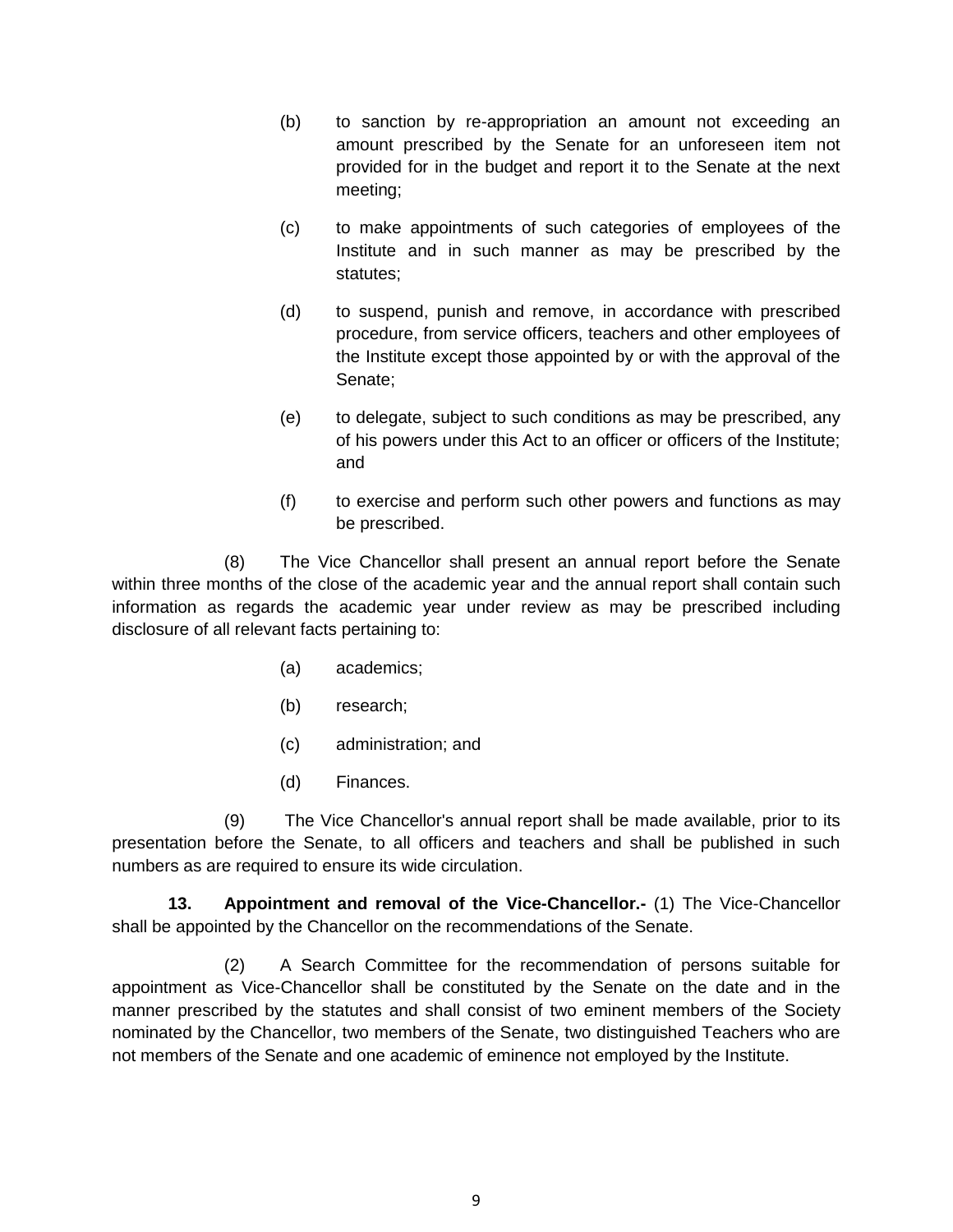(b) to sanction by re-appropriation an amount not exceeding an amount prescribed by the Senate for an unforeseen item not provided for in the budget and report it to the Senate at the next meeting;

(c) to make appointments of such categories of employees of the Institute and in such manner as may be prescribed by the statutes;

(d) to suspend, punish and remove, in accordance with prescribed procedure, from service officers, teachers and other employees of the Institute except those appointed by or with the approval of the Senate;

(e) to delegate, subject to such conditions as may be prescribed, any of his powers under this Act to an officer or officers of the Institute; and

(f) to exercise and perform such other powers and functions as may be prescribed.

(8) The Vice Chancellor shall present an annual report before the Senate within three months of the close of the academic year and the annual report shall contain such information as regards the academic year under review as may be prescribed including disclosure of all relevant facts pertaining to:

(a) academics;

(b) research;

(c) administration; and

(d) Finances.

(9) The Vice Chancellor's annual report shall be made available, prior to its presentation before the Senate, to all officers and teachers and shall be published in such numbers as are required to ensure its wide circulation.

**13. Appointment and removal of the Vice-Chancellor.-** (1) The Vice-Chancellor shall be appointed by the Chancellor on the recommendations of the Senate.

(2) A Search Committee for the recommendation of persons suitable for appointment as Vice-Chancellor shall be constituted by the Senate on the date and in the manner prescribed by the statutes and shall consist of two eminent members of the Society nominated by the Chancellor, two members of the Senate, two distinguished Teachers who are not members of the Senate and one academic of eminence not employed by the Institute.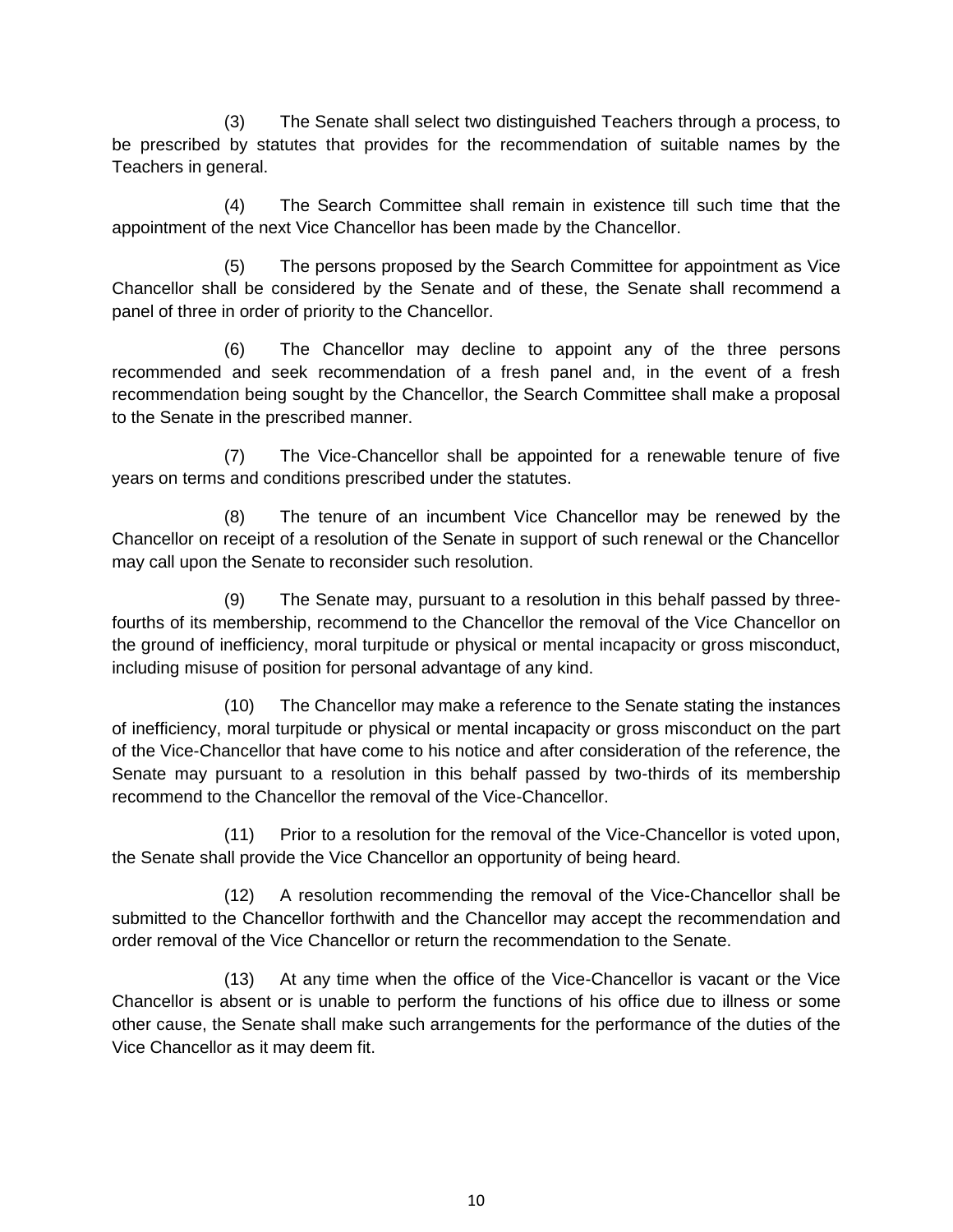(3) The Senate shall select two distinguished Teachers through a process, to be prescribed by statutes that provides for the recommendation of suitable names by the Teachers in general.

(4) The Search Committee shall remain in existence till such time that the appointment of the next Vice Chancellor has been made by the Chancellor.

(5) The persons proposed by the Search Committee for appointment as Vice Chancellor shall be considered by the Senate and of these, the Senate shall recommend a panel of three in order of priority to the Chancellor.

(6) The Chancellor may decline to appoint any of the three persons recommended and seek recommendation of a fresh panel and, in the event of a fresh recommendation being sought by the Chancellor, the Search Committee shall make a proposal to the Senate in the prescribed manner.

(7) The Vice-Chancellor shall be appointed for a renewable tenure of five years on terms and conditions prescribed under the statutes.

(8) The tenure of an incumbent Vice Chancellor may be renewed by the Chancellor on receipt of a resolution of the Senate in support of such renewal or the Chancellor may call upon the Senate to reconsider such resolution.

(9) The Senate may, pursuant to a resolution in this behalf passed by three-fourths of its membership, recommend to the Chancellor the removal of the Vice Chancellor on the ground of inefficiency, moral turpitude or physical or mental incapacity or gross misconduct, including misuse of position for personal advantage of any kind.

(10) The Chancellor may make a reference to the Senate stating the instances of inefficiency, moral turpitude or physical or mental incapacity or gross misconduct on the part of the Vice-Chancellor that have come to his notice and after consideration of the reference, the Senate may pursuant to a resolution in this behalf passed by two-thirds of its membership recommend to the Chancellor the removal of the Vice-Chancellor.

(11) Prior to a resolution for the removal of the Vice-Chancellor is voted upon, the Senate shall provide the Vice Chancellor an opportunity of being heard.

(12) A resolution recommending the removal of the Vice-Chancellor shall be submitted to the Chancellor forthwith and the Chancellor may accept the recommendation and order removal of the Vice Chancellor or return the recommendation to the Senate.

(13) At any time when the office of the Vice-Chancellor is vacant or the Vice Chancellor is absent or is unable to perform the functions of his office due to illness or some other cause, the Senate shall make such arrangements for the performance of the duties of the Vice Chancellor as it may deem fit.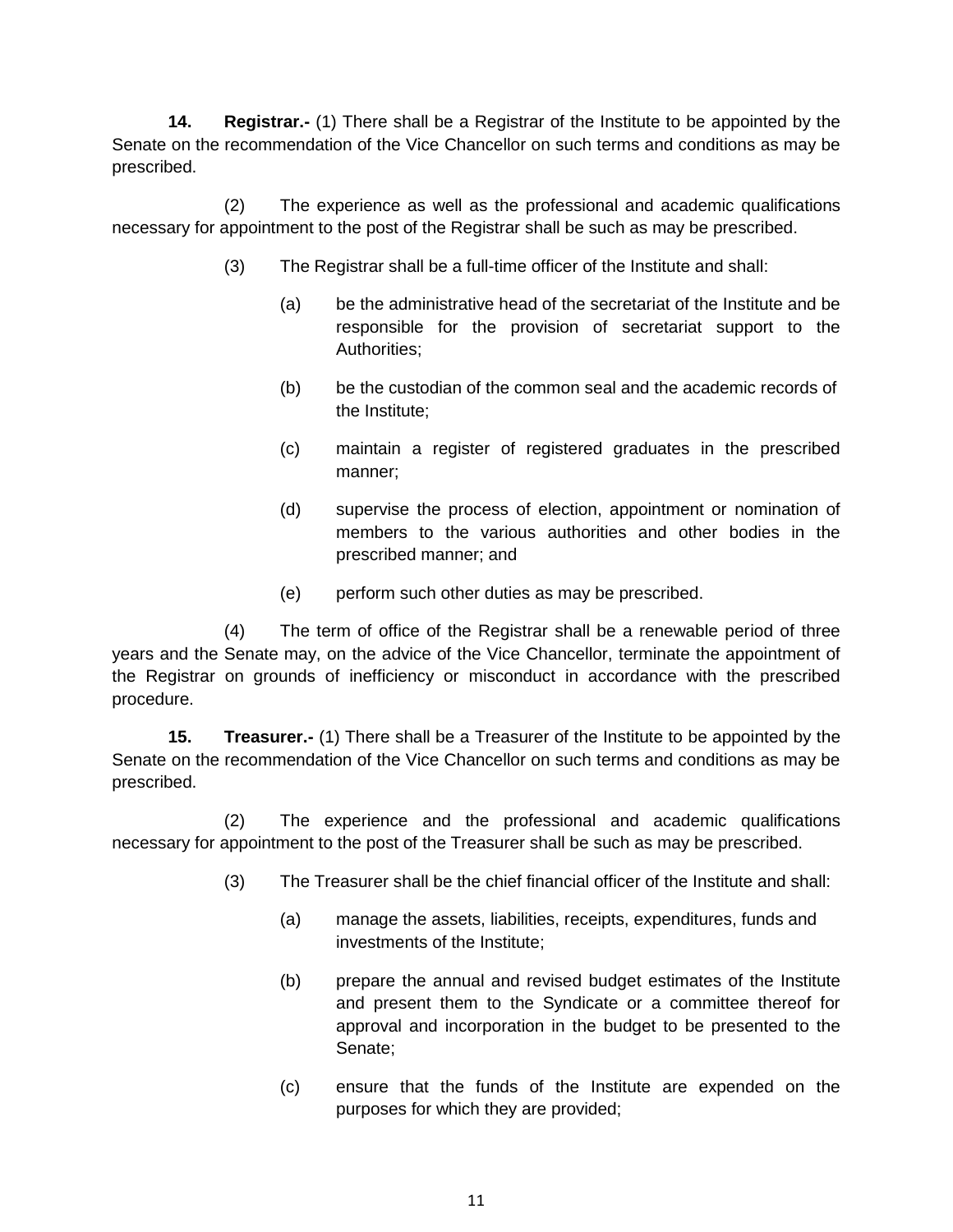**14. Registrar.-** (1) There shall be a Registrar of the Institute to be appointed by the Senate on the recommendation of the Vice Chancellor on such terms and conditions as may be prescribed.

(2) The experience as well as the professional and academic qualifications necessary for appointment to the post of the Registrar shall be such as may be prescribed.

(3) The Registrar shall be a full-time officer of the Institute and shall:

(a) be the administrative head of the secretariat of the Institute and be responsible for the provision of secretariat support to the Authorities;

(b) be the custodian of the common seal and the academic records of the Institute;

(c) maintain a register of registered graduates in the prescribed manner;

(d) supervise the process of election, appointment or nomination of members to the various authorities and other bodies in the prescribed manner; and

(e) perform such other duties as may be prescribed.

(4) The term of office of the Registrar shall be a renewable period of three years and the Senate may, on the advice of the Vice Chancellor, terminate the appointment of the Registrar on grounds of inefficiency or misconduct in accordance with the prescribed procedure.

**15. Treasurer.-** (1) There shall be a Treasurer of the Institute to be appointed by the Senate on the recommendation of the Vice Chancellor on such terms and conditions as may be prescribed.

(2) The experience and the professional and academic qualifications necessary for appointment to the post of the Treasurer shall be such as may be prescribed.

(3) The Treasurer shall be the chief financial officer of the Institute and shall:

(a) manage the assets, liabilities, receipts, expenditures, funds and investments of the Institute;

(b) prepare the annual and revised budget estimates of the Institute and present them to the Syndicate or a committee thereof for approval and incorporation in the budget to be presented to the Senate;

(c) ensure that the funds of the Institute are expended on the purposes for which they are provided;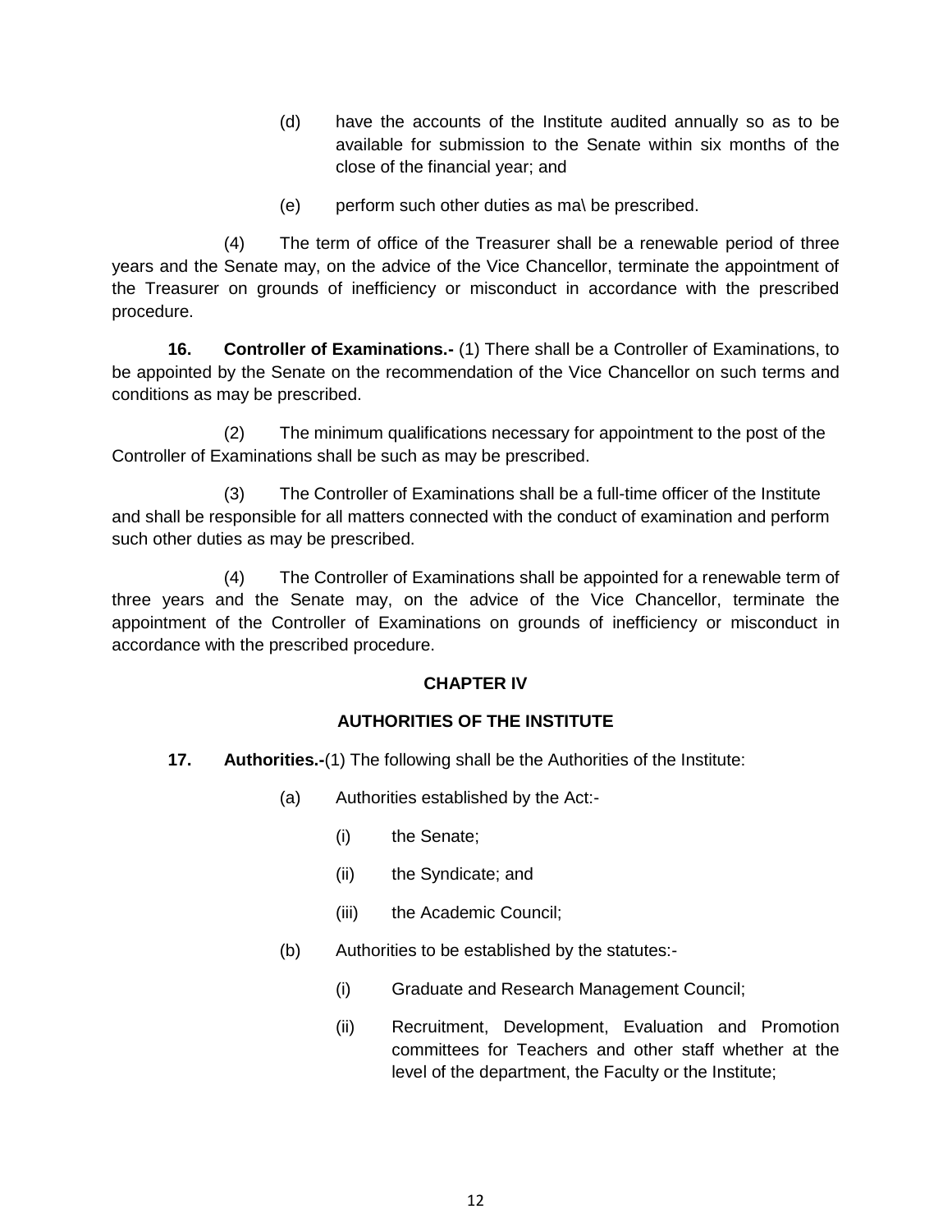(d) have the accounts of the Institute audited annually so as to be available for submission to the Senate within six months of the close of the financial year; and

(e) perform such other duties as ma\ be prescribed.

(4) The term of office of the Treasurer shall be a renewable period of three years and the Senate may, on the advice of the Vice Chancellor, terminate the appointment of the Treasurer on grounds of inefficiency or misconduct in accordance with the prescribed procedure.

**16. Controller of Examinations.-** (1) There shall be a Controller of Examinations, to be appointed by the Senate on the recommendation of the Vice Chancellor on such terms and conditions as may be prescribed.

(2) The minimum qualifications necessary for appointment to the post of the Controller of Examinations shall be such as may be prescribed.

(3) The Controller of Examinations shall be a full-time officer of the Institute and shall be responsible for all matters connected with the conduct of examination and perform such other duties as may be prescribed.

(4) The Controller of Examinations shall be appointed for a renewable term of three years and the Senate may, on the advice of the Vice Chancellor, terminate the appointment of the Controller of Examinations on grounds of inefficiency or misconduct in accordance with the prescribed procedure.

## CHAPTER IV

## AUTHORITIES OF THE INSTITUTE

**17. Authorities.-**(1) The following shall be the Authorities of the Institute:

(a) Authorities established by the Act:-

(i) the Senate;

(ii) the Syndicate; and

(iii) the Academic Council;

(b) Authorities to be established by the statutes:-

(i) Graduate and Research Management Council;

(ii) Recruitment, Development, Evaluation and Promotion committees for Teachers and other staff whether at the level of the department, the Faculty or the Institute;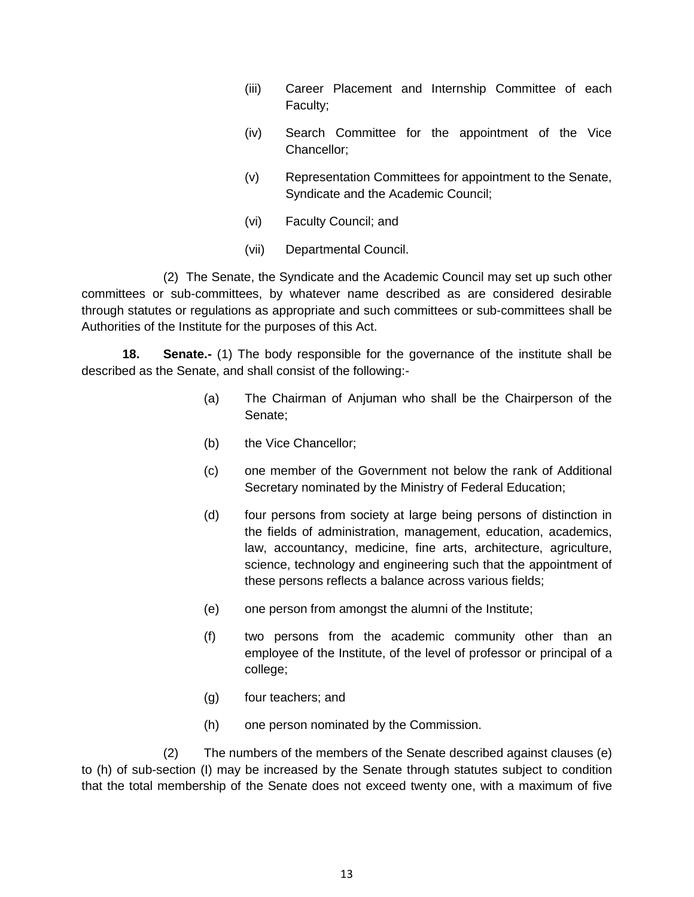(iii) Career Placement and Internship Committee of each Faculty;

(iv) Search Committee for the appointment of the Vice Chancellor;

(v) Representation Committees for appointment to the Senate, Syndicate and the Academic Council;

(vi) Faculty Council; and

(vii) Departmental Council.

(2) The Senate, the Syndicate and the Academic Council may set up such other committees or sub-committees, by whatever name described as are considered desirable through statutes or regulations as appropriate and such committees or sub-committees shall be Authorities of the Institute for the purposes of this Act.

**18. Senate.-** (1) The body responsible for the governance of the institute shall be described as the Senate, and shall consist of the following:-

(a) The Chairman of Anjuman who shall be the Chairperson of the Senate;

(b) the Vice Chancellor;

(c) one member of the Government not below the rank of Additional Secretary nominated by the Ministry of Federal Education;

(d) four persons from society at large being persons of distinction in the fields of administration, management, education, academics, law, accountancy, medicine, fine arts, architecture, agriculture, science, technology and engineering such that the appointment of these persons reflects a balance across various fields;

(e) one person from amongst the alumni of the Institute;

(f) two persons from the academic community other than an employee of the Institute, of the level of professor or principal of a college;

(g) four teachers; and

(h) one person nominated by the Commission.

(2) The numbers of the members of the Senate described against clauses (e) to (h) of sub-section (I) may be increased by the Senate through statutes subject to condition that the total membership of the Senate does not exceed twenty one, with a maximum of five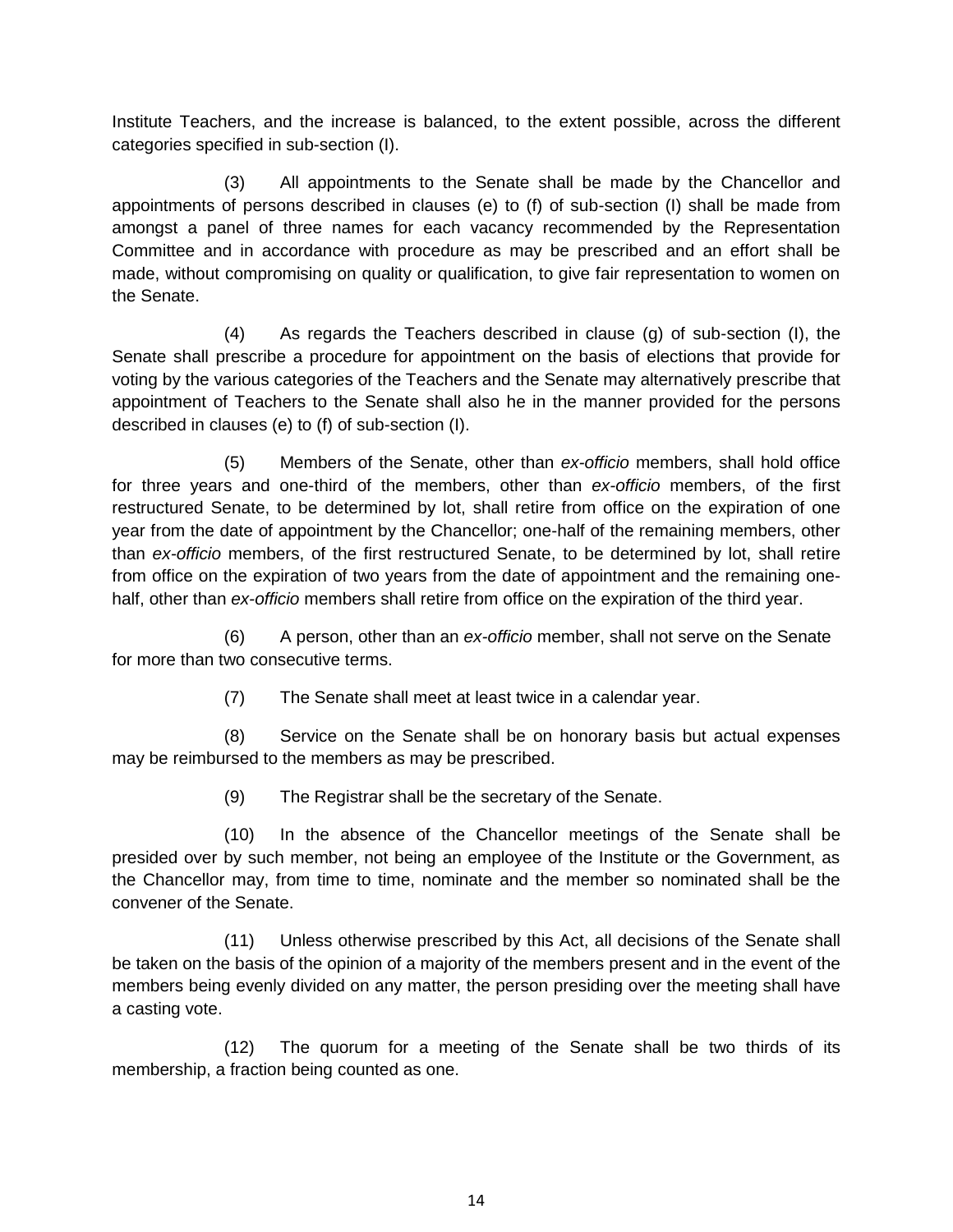Institute Teachers, and the increase is balanced, to the extent possible, across the different categories specified in sub-section (I).

(3) All appointments to the Senate shall be made by the Chancellor and appointments of persons described in clauses (e) to (f) of sub-section (I) shall be made from amongst a panel of three names for each vacancy recommended by the Representation Committee and in accordance with procedure as may be prescribed and an effort shall be made, without compromising on quality or qualification, to give fair representation to women on the Senate.

(4) As regards the Teachers described in clause (g) of sub-section (I), the Senate shall prescribe a procedure for appointment on the basis of elections that provide for voting by the various categories of the Teachers and the Senate may alternatively prescribe that appointment of Teachers to the Senate shall also he in the manner provided for the persons described in clauses (e) to (f) of sub-section (I).

(5) Members of the Senate, other than *ex-officio* members, shall hold office for three years and one-third of the members, other than *ex-officio* members, of the first restructured Senate, to be determined by lot, shall retire from office on the expiration of one year from the date of appointment by the Chancellor; one-half of the remaining members, other than *ex-officio* members, of the first restructured Senate, to be determined by lot, shall retire from office on the expiration of two years from the date of appointment and the remaining one-half, other than *ex-officio* members shall retire from office on the expiration of the third year.

(6) A person, other than an *ex-officio* member, shall not serve on the Senate for more than two consecutive terms.

(7) The Senate shall meet at least twice in a calendar year.

(8) Service on the Senate shall be on honorary basis but actual expenses may be reimbursed to the members as may be prescribed.

(9) The Registrar shall be the secretary of the Senate.

(10) In the absence of the Chancellor meetings of the Senate shall be presided over by such member, not being an employee of the Institute or the Government, as the Chancellor may, from time to time, nominate and the member so nominated shall be the convener of the Senate.

(11) Unless otherwise prescribed by this Act, all decisions of the Senate shall be taken on the basis of the opinion of a majority of the members present and in the event of the members being evenly divided on any matter, the person presiding over the meeting shall have a casting vote.

(12) The quorum for a meeting of the Senate shall be two thirds of its membership, a fraction being counted as one.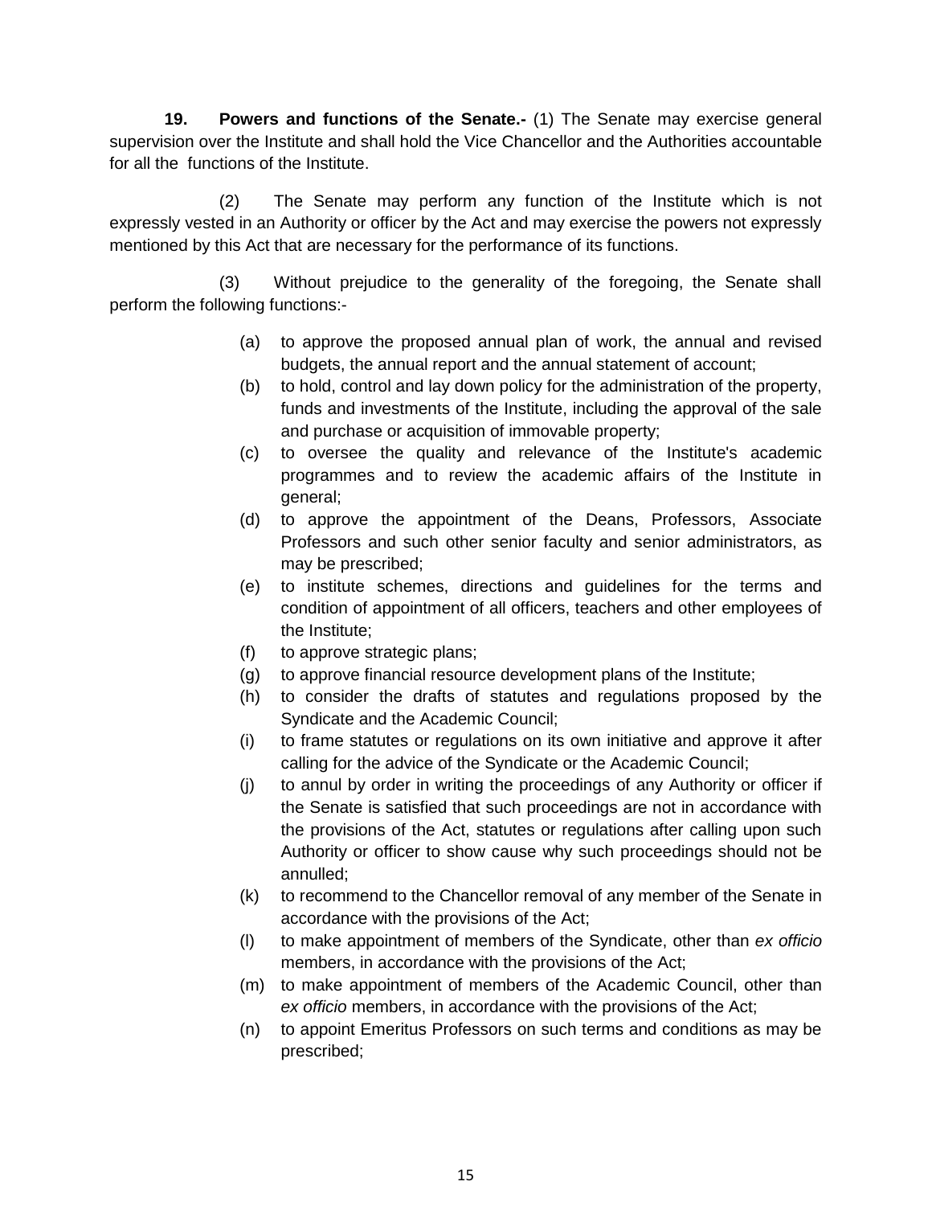**19. Powers and functions of the Senate.-** (1) The Senate may exercise general supervision over the Institute and shall hold the Vice Chancellor and the Authorities accountable for all the functions of the Institute.

(2) The Senate may perform any function of the Institute which is not expressly vested in an Authority or officer by the Act and may exercise the powers not expressly mentioned by this Act that are necessary for the performance of its functions.

(3) Without prejudice to the generality of the foregoing, the Senate shall perform the following functions:-

(a) to approve the proposed annual plan of work, the annual and revised budgets, the annual report and the annual statement of account;

(b) to hold, control and lay down policy for the administration of the property, funds and investments of the Institute, including the approval of the sale and purchase or acquisition of immovable property;

(c) to oversee the quality and relevance of the Institute's academic programmes and to review the academic affairs of the Institute in general;

(d) to approve the appointment of the Deans, Professors, Associate Professors and such other senior faculty and senior administrators, as may be prescribed;

(e) to institute schemes, directions and guidelines for the terms and condition of appointment of all officers, teachers and other employees of the Institute;

(f) to approve strategic plans;

(g) to approve financial resource development plans of the Institute;

(h) to consider the drafts of statutes and regulations proposed by the Syndicate and the Academic Council;

(i) to frame statutes or regulations on its own initiative and approve it after calling for the advice of the Syndicate or the Academic Council;

(j) to annul by order in writing the proceedings of any Authority or officer if the Senate is satisfied that such proceedings are not in accordance with the provisions of the Act, statutes or regulations after calling upon such Authority or officer to show cause why such proceedings should not be annulled;

(k) to recommend to the Chancellor removal of any member of the Senate in accordance with the provisions of the Act;

(l) to make appointment of members of the Syndicate, other than *ex officio* members, in accordance with the provisions of the Act;

(m) to make appointment of members of the Academic Council, other than *ex officio* members, in accordance with the provisions of the Act;

(n) to appoint Emeritus Professors on such terms and conditions as may be prescribed;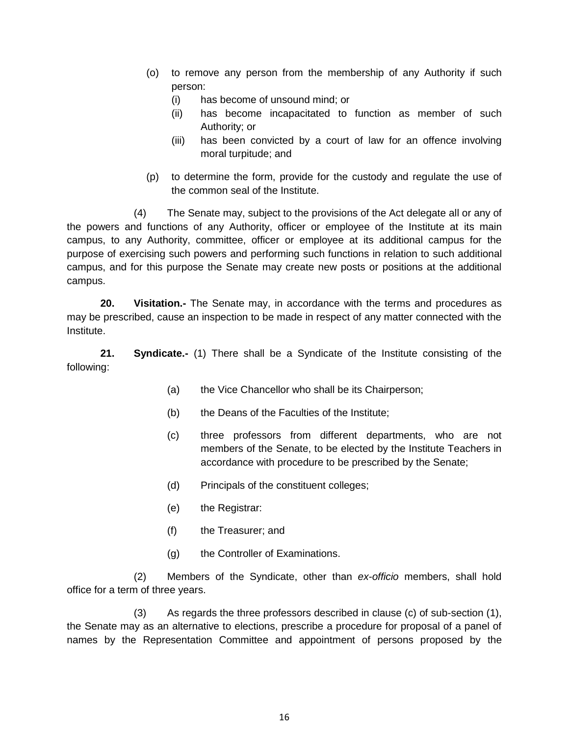(o) to remove any person from the membership of any Authority if such person:

   (i) has become of unsound mind; or

   (ii) has become incapacitated to function as member of such Authority; or

   (iii) has been convicted by a court of law for an offence involving moral turpitude; and

(p) to determine the form, provide for the custody and regulate the use of the common seal of the Institute.

(4) The Senate may, subject to the provisions of the Act delegate all or any of the powers and functions of any Authority, officer or employee of the Institute at its main campus, to any Authority, committee, officer or employee at its additional campus for the purpose of exercising such powers and performing such functions in relation to such additional campus, and for this purpose the Senate may create new posts or positions at the additional campus.

**20. Visitation.-** The Senate may, in accordance with the terms and procedures as may be prescribed, cause an inspection to be made in respect of any matter connected with the Institute.

**21. Syndicate.-** (1) There shall be a Syndicate of the Institute consisting of the following:

(a) the Vice Chancellor who shall be its Chairperson;

(b) the Deans of the Faculties of the Institute;

(c) three professors from different departments, who are not members of the Senate, to be elected by the Institute Teachers in accordance with procedure to be prescribed by the Senate;

(d) Principals of the constituent colleges;

(e) the Registrar:

(f) the Treasurer; and

(g) the Controller of Examinations.

(2) Members of the Syndicate, other than *ex-officio* members, shall hold office for a term of three years.

(3) As regards the three professors described in clause (c) of sub-section (1), the Senate may as an alternative to elections, prescribe a procedure for proposal of a panel of names by the Representation Committee and appointment of persons proposed by the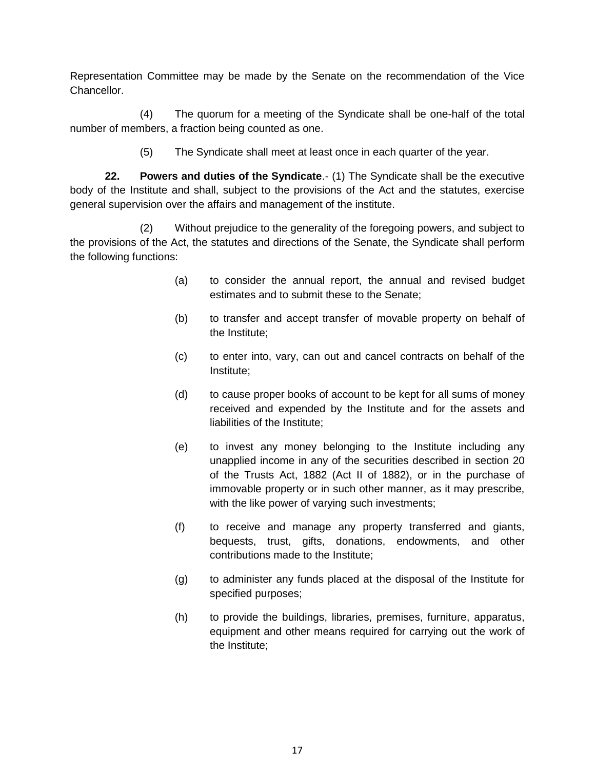Representation Committee may be made by the Senate on the recommendation of the Vice Chancellor.

(4) The quorum for a meeting of the Syndicate shall be one-half of the total number of members, a fraction being counted as one.

(5) The Syndicate shall meet at least once in each quarter of the year.

**22. Powers and duties of the Syndicate**.- (1) The Syndicate shall be the executive body of the Institute and shall, subject to the provisions of the Act and the statutes, exercise general supervision over the affairs and management of the institute.

(2) Without prejudice to the generality of the foregoing powers, and subject to the provisions of the Act, the statutes and directions of the Senate, the Syndicate shall perform the following functions:

(a) to consider the annual report, the annual and revised budget estimates and to submit these to the Senate;

(b) to transfer and accept transfer of movable property on behalf of the Institute;

(c) to enter into, vary, can out and cancel contracts on behalf of the Institute;

(d) to cause proper books of account to be kept for all sums of money received and expended by the Institute and for the assets and liabilities of the Institute;

(e) to invest any money belonging to the Institute including any unapplied income in any of the securities described in section 20 of the Trusts Act, 1882 (Act II of 1882), or in the purchase of immovable property or in such other manner, as it may prescribe, with the like power of varying such investments;

(f) to receive and manage any property transferred and giants, bequests, trust, gifts, donations, endowments, and other contributions made to the Institute;

(g) to administer any funds placed at the disposal of the Institute for specified purposes;

(h) to provide the buildings, libraries, premises, furniture, apparatus, equipment and other means required for carrying out the work of the Institute;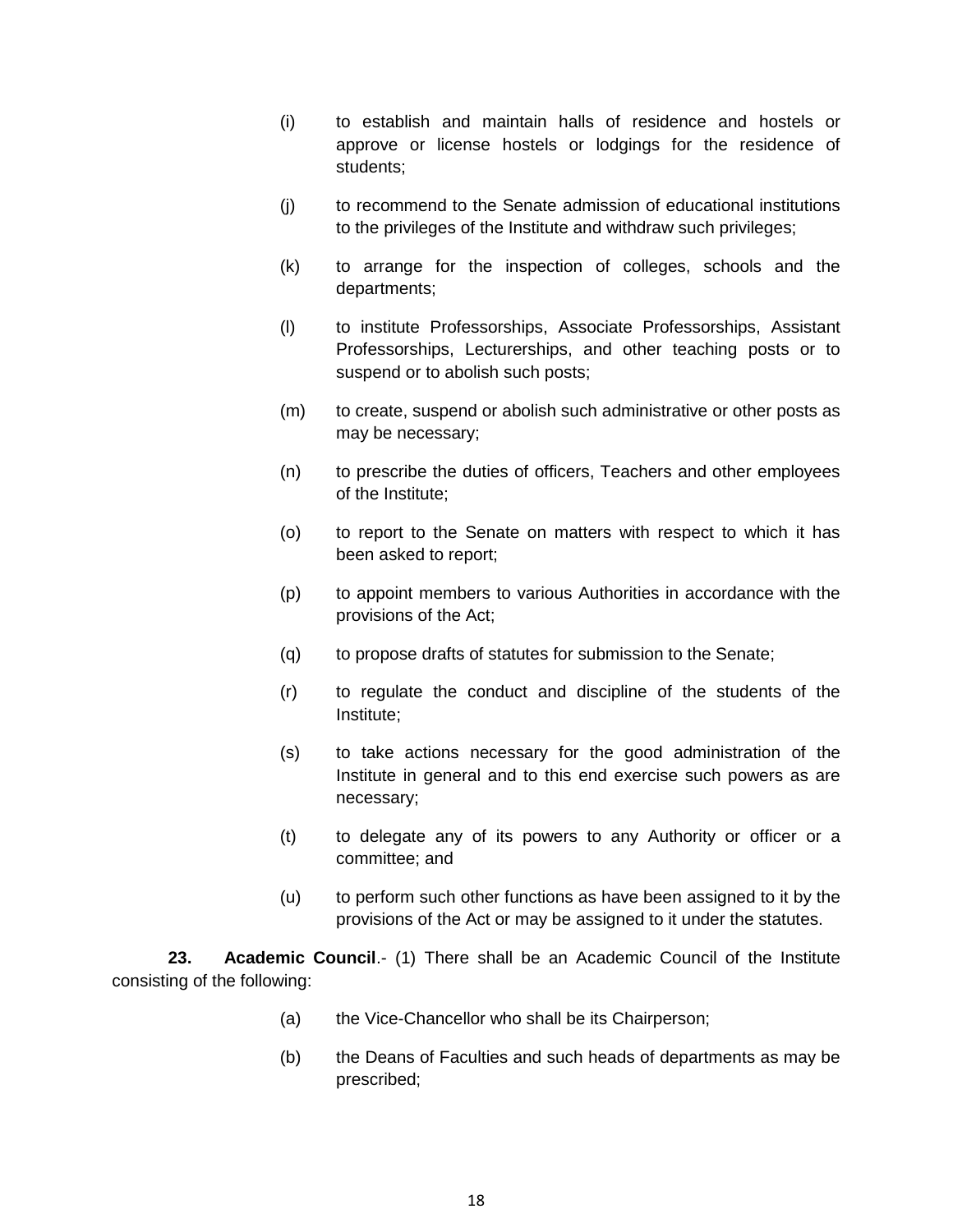(i) to establish and maintain halls of residence and hostels or approve or license hostels or lodgings for the residence of students;

(j) to recommend to the Senate admission of educational institutions to the privileges of the Institute and withdraw such privileges;

(k) to arrange for the inspection of colleges, schools and the departments;

(l) to institute Professorships, Associate Professorships, Assistant Professorships, Lecturerships, and other teaching posts or to suspend or to abolish such posts;

(m) to create, suspend or abolish such administrative or other posts as may be necessary;

(n) to prescribe the duties of officers, Teachers and other employees of the Institute;

(o) to report to the Senate on matters with respect to which it has been asked to report;

(p) to appoint members to various Authorities in accordance with the provisions of the Act;

(q) to propose drafts of statutes for submission to the Senate;

(r) to regulate the conduct and discipline of the students of the Institute;

(s) to take actions necessary for the good administration of the Institute in general and to this end exercise such powers as are necessary;

(t) to delegate any of its powers to any Authority or officer or a committee; and

(u) to perform such other functions as have been assigned to it by the provisions of the Act or may be assigned to it under the statutes.

**23. Academic Council**.- (1) There shall be an Academic Council of the Institute consisting of the following:

(a) the Vice-Chancellor who shall be its Chairperson;

(b) the Deans of Faculties and such heads of departments as may be prescribed;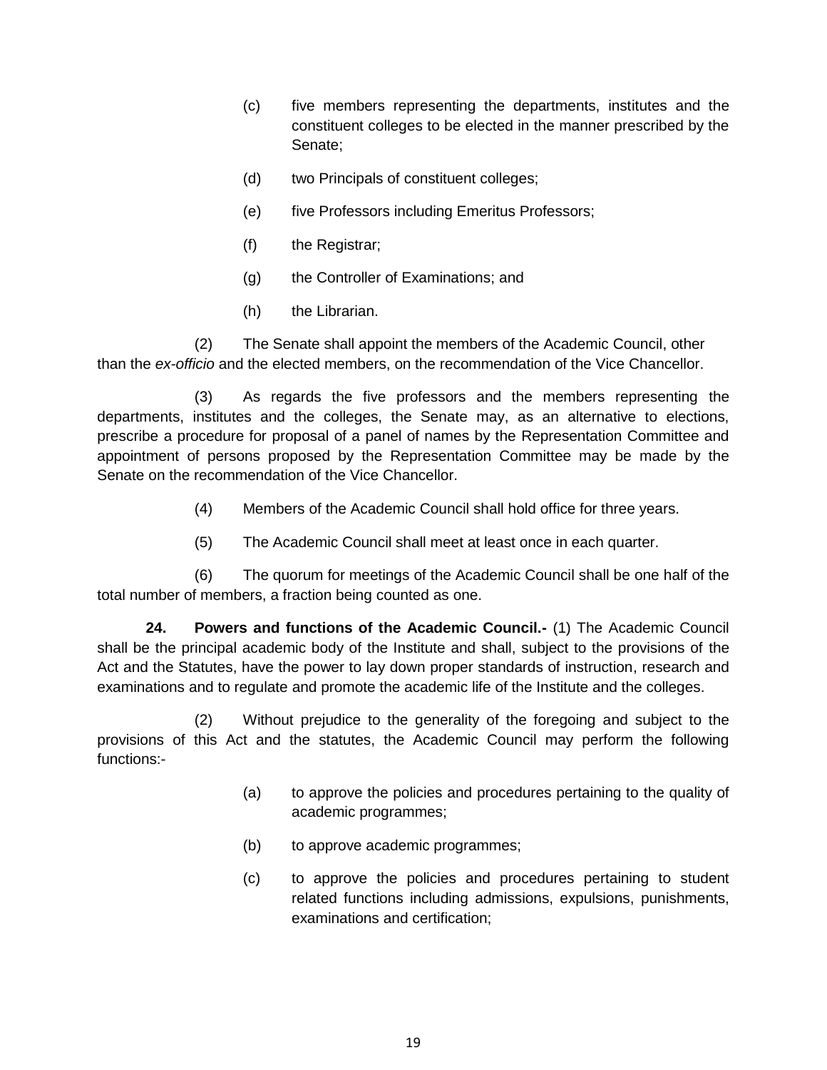(c) five members representing the departments, institutes and the constituent colleges to be elected in the manner prescribed by the Senate;

(d) two Principals of constituent colleges;

(e) five Professors including Emeritus Professors;

(f) the Registrar;

(g) the Controller of Examinations; and

(h) the Librarian.

(2) The Senate shall appoint the members of the Academic Council, other than the *ex-officio* and the elected members, on the recommendation of the Vice Chancellor.

(3) As regards the five professors and the members representing the departments, institutes and the colleges, the Senate may, as an alternative to elections, prescribe a procedure for proposal of a panel of names by the Representation Committee and appointment of persons proposed by the Representation Committee may be made by the Senate on the recommendation of the Vice Chancellor.

(4) Members of the Academic Council shall hold office for three years.

(5) The Academic Council shall meet at least once in each quarter.

(6) The quorum for meetings of the Academic Council shall be one half of the total number of members, a fraction being counted as one.

**24. Powers and functions of the Academic Council.-** (1) The Academic Council shall be the principal academic body of the Institute and shall, subject to the provisions of the Act and the Statutes, have the power to lay down proper standards of instruction, research and examinations and to regulate and promote the academic life of the Institute and the colleges.

(2) Without prejudice to the generality of the foregoing and subject to the provisions of this Act and the statutes, the Academic Council may perform the following functions:-

(a) to approve the policies and procedures pertaining to the quality of academic programmes;

(b) to approve academic programmes;

(c) to approve the policies and procedures pertaining to student related functions including admissions, expulsions, punishments, examinations and certification;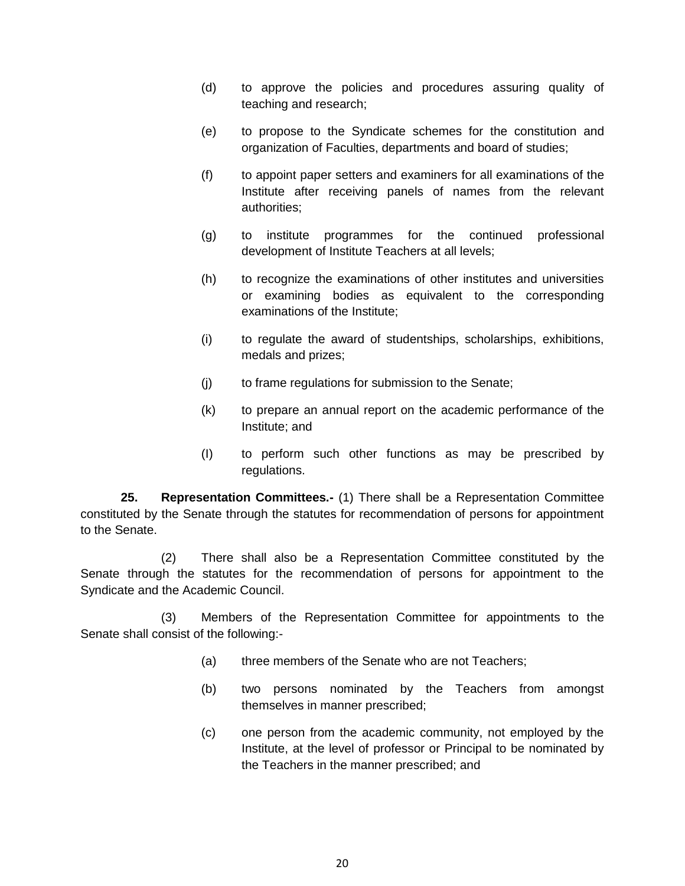(d) to approve the policies and procedures assuring quality of teaching and research;

(e) to propose to the Syndicate schemes for the constitution and organization of Faculties, departments and board of studies;

(f) to appoint paper setters and examiners for all examinations of the Institute after receiving panels of names from the relevant authorities;

(g) to institute programmes for the continued professional development of Institute Teachers at all levels;

(h) to recognize the examinations of other institutes and universities or examining bodies as equivalent to the corresponding examinations of the Institute;

(i) to regulate the award of studentships, scholarships, exhibitions, medals and prizes;

(j) to frame regulations for submission to the Senate;

(k) to prepare an annual report on the academic performance of the Institute; and

(l) to perform such other functions as may be prescribed by regulations.

**25. Representation Committees.-** (1) There shall be a Representation Committee constituted by the Senate through the statutes for recommendation of persons for appointment to the Senate.

(2) There shall also be a Representation Committee constituted by the Senate through the statutes for the recommendation of persons for appointment to the Syndicate and the Academic Council.

(3) Members of the Representation Committee for appointments to the Senate shall consist of the following:-

(a) three members of the Senate who are not Teachers;

(b) two persons nominated by the Teachers from amongst themselves in manner prescribed;

(c) one person from the academic community, not employed by the Institute, at the level of professor or Principal to be nominated by the Teachers in the manner prescribed; and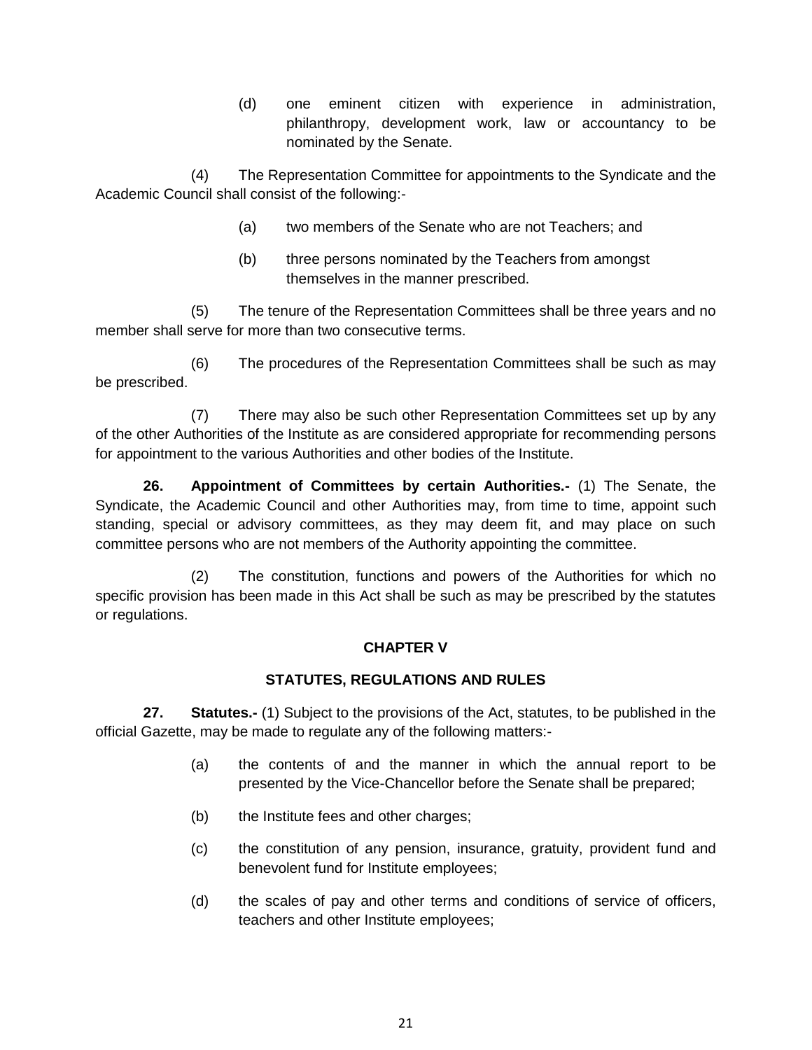(d) one eminent citizen with experience in administration, philanthropy, development work, law or accountancy to be nominated by the Senate.

(4) The Representation Committee for appointments to the Syndicate and the Academic Council shall consist of the following:-

(a) two members of the Senate who are not Teachers; and

(b) three persons nominated by the Teachers from amongst themselves in the manner prescribed.

(5) The tenure of the Representation Committees shall be three years and no member shall serve for more than two consecutive terms.

(6) The procedures of the Representation Committees shall be such as may be prescribed.

(7) There may also be such other Representation Committees set up by any of the other Authorities of the Institute as are considered appropriate for recommending persons for appointment to the various Authorities and other bodies of the Institute.

**26. Appointment of Committees by certain Authorities.-** (1) The Senate, the Syndicate, the Academic Council and other Authorities may, from time to time, appoint such standing, special or advisory committees, as they may deem fit, and may place on such committee persons who are not members of the Authority appointing the committee.

(2) The constitution, functions and powers of the Authorities for which no specific provision has been made in this Act shall be such as may be prescribed by the statutes or regulations.

## CHAPTER V

## STATUTES, REGULATIONS AND RULES

**27. Statutes.-** (1) Subject to the provisions of the Act, statutes, to be published in the official Gazette, may be made to regulate any of the following matters:-

(a) the contents of and the manner in which the annual report to be presented by the Vice-Chancellor before the Senate shall be prepared;

(b) the Institute fees and other charges;

(c) the constitution of any pension, insurance, gratuity, provident fund and benevolent fund for Institute employees;

(d) the scales of pay and other terms and conditions of service of officers, teachers and other Institute employees;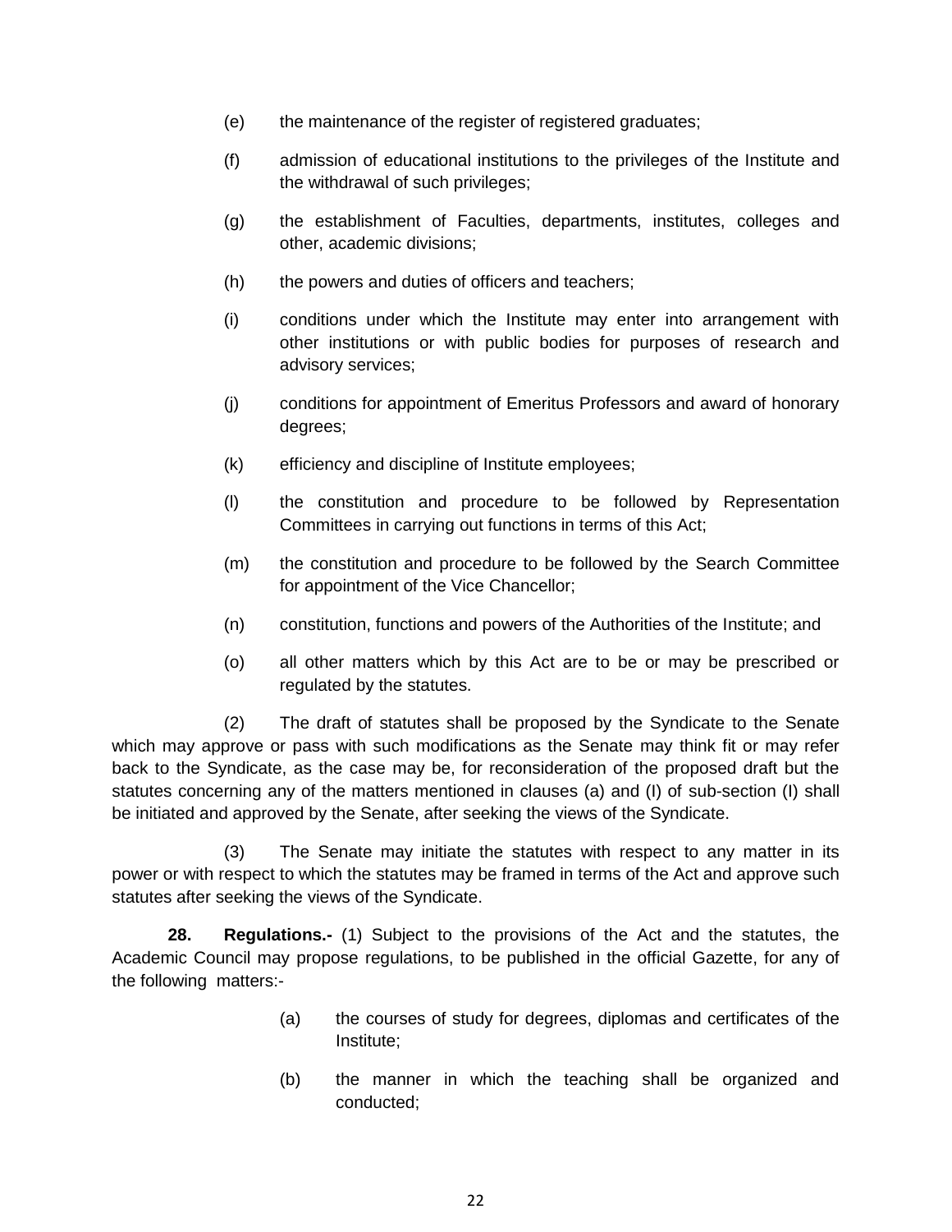(e) the maintenance of the register of registered graduates;

(f) admission of educational institutions to the privileges of the Institute and the withdrawal of such privileges;

(g) the establishment of Faculties, departments, institutes, colleges and other, academic divisions;

(h) the powers and duties of officers and teachers;

(i) conditions under which the Institute may enter into arrangement with other institutions or with public bodies for purposes of research and advisory services;

(j) conditions for appointment of Emeritus Professors and award of honorary degrees;

(k) efficiency and discipline of Institute employees;

(l) the constitution and procedure to be followed by Representation Committees in carrying out functions in terms of this Act;

(m) the constitution and procedure to be followed by the Search Committee for appointment of the Vice Chancellor;

(n) constitution, functions and powers of the Authorities of the Institute; and

(o) all other matters which by this Act are to be or may be prescribed or regulated by the statutes.

(2) The draft of statutes shall be proposed by the Syndicate to the Senate which may approve or pass with such modifications as the Senate may think fit or may refer back to the Syndicate, as the case may be, for reconsideration of the proposed draft but the statutes concerning any of the matters mentioned in clauses (a) and (I) of sub-section (I) shall be initiated and approved by the Senate, after seeking the views of the Syndicate.

(3) The Senate may initiate the statutes with respect to any matter in its power or with respect to which the statutes may be framed in terms of the Act and approve such statutes after seeking the views of the Syndicate.

**28. Regulations.-** (1) Subject to the provisions of the Act and the statutes, the Academic Council may propose regulations, to be published in the official Gazette, for any of the following matters:-

(a) the courses of study for degrees, diplomas and certificates of the Institute;

(b) the manner in which the teaching shall be organized and conducted;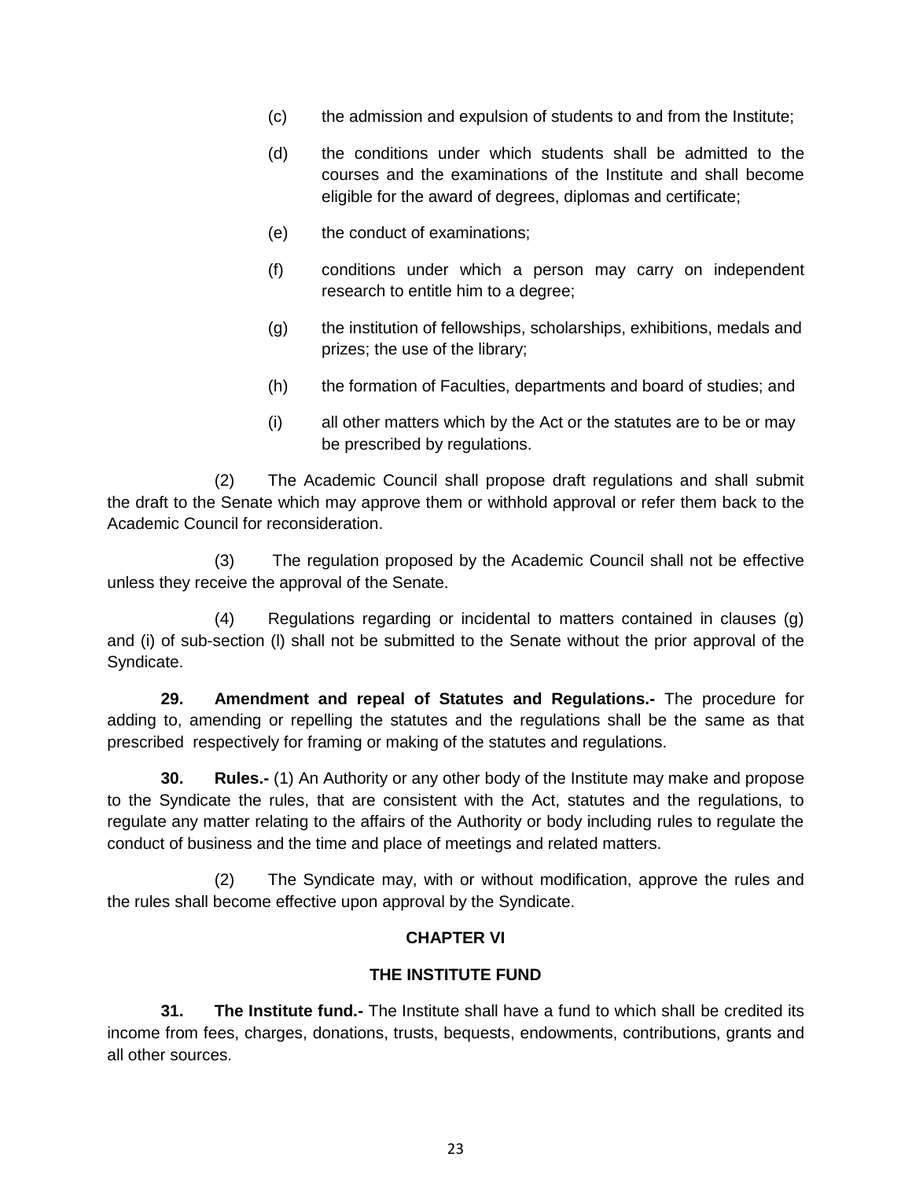(c) the admission and expulsion of students to and from the Institute;

(d) the conditions under which students shall be admitted to the courses and the examinations of the Institute and shall become eligible for the award of degrees, diplomas and certificate;

(e) the conduct of examinations;

(f) conditions under which a person may carry on independent research to entitle him to a degree;

(g) the institution of fellowships, scholarships, exhibitions, medals and prizes; the use of the library;

(h) the formation of Faculties, departments and board of studies; and

(i) all other matters which by the Act or the statutes are to be or may be prescribed by regulations.

(2) The Academic Council shall propose draft regulations and shall submit the draft to the Senate which may approve them or withhold approval or refer them back to the Academic Council for reconsideration.

(3) The regulation proposed by the Academic Council shall not be effective unless they receive the approval of the Senate.

(4) Regulations regarding or incidental to matters contained in clauses (g) and (i) of sub-section (l) shall not be submitted to the Senate without the prior approval of the Syndicate.

**29. Amendment and repeal of Statutes and Regulations.-** The procedure for adding to, amending or repelling the statutes and the regulations shall be the same as that prescribed respectively for framing or making of the statutes and regulations.

**30. Rules.-** (1) An Authority or any other body of the Institute may make and propose to the Syndicate the rules, that are consistent with the Act, statutes and the regulations, to regulate any matter relating to the affairs of the Authority or body including rules to regulate the conduct of business and the time and place of meetings and related matters.

(2) The Syndicate may, with or without modification, approve the rules and the rules shall become effective upon approval by the Syndicate.

## CHAPTER VI

## THE INSTITUTE FUND

**31. The Institute fund.-** The Institute shall have a fund to which shall be credited its income from fees, charges, donations, trusts, bequests, endowments, contributions, grants and all other sources.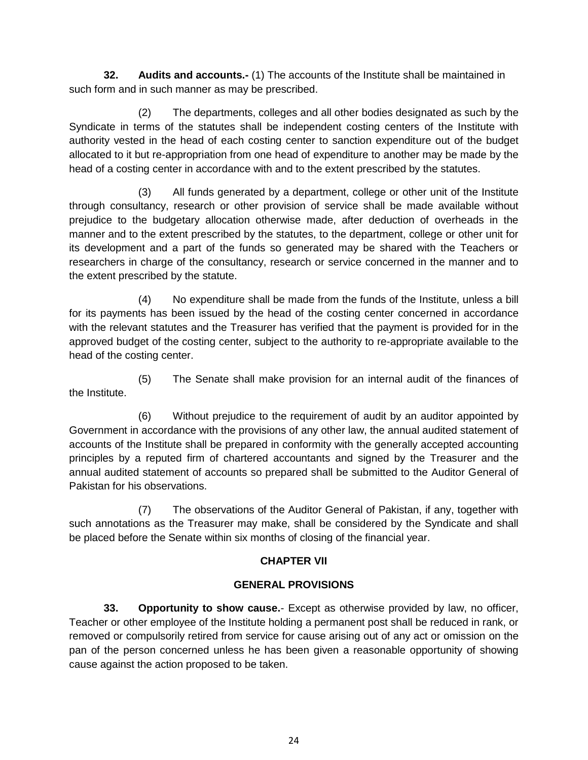**32. Audits and accounts.-** (1) The accounts of the Institute shall be maintained in such form and in such manner as may be prescribed.

(2) The departments, colleges and all other bodies designated as such by the Syndicate in terms of the statutes shall be independent costing centers of the Institute with authority vested in the head of each costing center to sanction expenditure out of the budget allocated to it but re-appropriation from one head of expenditure to another may be made by the head of a costing center in accordance with and to the extent prescribed by the statutes.

(3) All funds generated by a department, college or other unit of the Institute through consultancy, research or other provision of service shall be made available without prejudice to the budgetary allocation otherwise made, after deduction of overheads in the manner and to the extent prescribed by the statutes, to the department, college or other unit for its development and a part of the funds so generated may be shared with the Teachers or researchers in charge of the consultancy, research or service concerned in the manner and to the extent prescribed by the statute.

(4) No expenditure shall be made from the funds of the Institute, unless a bill for its payments has been issued by the head of the costing center concerned in accordance with the relevant statutes and the Treasurer has verified that the payment is provided for in the approved budget of the costing center, subject to the authority to re-appropriate available to the head of the costing center.

(5) The Senate shall make provision for an internal audit of the finances of the Institute.

(6) Without prejudice to the requirement of audit by an auditor appointed by Government in accordance with the provisions of any other law, the annual audited statement of accounts of the Institute shall be prepared in conformity with the generally accepted accounting principles by a reputed firm of chartered accountants and signed by the Treasurer and the annual audited statement of accounts so prepared shall be submitted to the Auditor General of Pakistan for his observations.

(7) The observations of the Auditor General of Pakistan, if any, together with such annotations as the Treasurer may make, shall be considered by the Syndicate and shall be placed before the Senate within six months of closing of the financial year.

## CHAPTER VII

## GENERAL PROVISIONS

**33. Opportunity to show cause.**- Except as otherwise provided by law, no officer, Teacher or other employee of the Institute holding a permanent post shall be reduced in rank, or removed or compulsorily retired from service for cause arising out of any act or omission on the pan of the person concerned unless he has been given a reasonable opportunity of showing cause against the action proposed to be taken.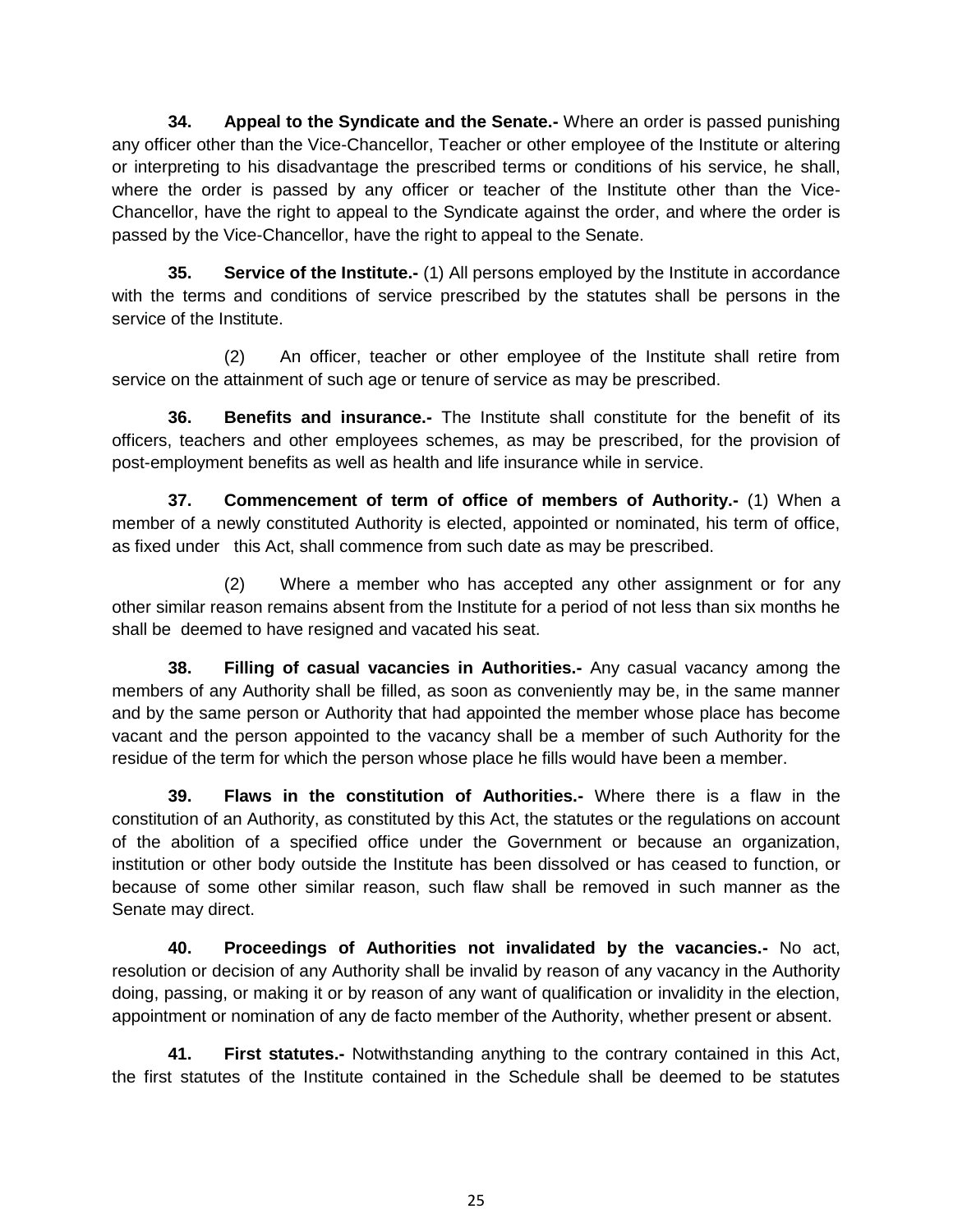**34. Appeal to the Syndicate and the Senate.-** Where an order is passed punishing any officer other than the Vice-Chancellor, Teacher or other employee of the Institute or altering or interpreting to his disadvantage the prescribed terms or conditions of his service, he shall, where the order is passed by any officer or teacher of the Institute other than the Vice-Chancellor, have the right to appeal to the Syndicate against the order, and where the order is passed by the Vice-Chancellor, have the right to appeal to the Senate.

**35. Service of the Institute.-** (1) All persons employed by the Institute in accordance with the terms and conditions of service prescribed by the statutes shall be persons in the service of the Institute.

(2) An officer, teacher or other employee of the Institute shall retire from service on the attainment of such age or tenure of service as may be prescribed.

**36. Benefits and insurance.-** The Institute shall constitute for the benefit of its officers, teachers and other employees schemes, as may be prescribed, for the provision of post-employment benefits as well as health and life insurance while in service.

**37. Commencement of term of office of members of Authority.-** (1) When a member of a newly constituted Authority is elected, appointed or nominated, his term of office, as fixed under this Act, shall commence from such date as may be prescribed.

(2) Where a member who has accepted any other assignment or for any other similar reason remains absent from the Institute for a period of not less than six months he shall be deemed to have resigned and vacated his seat.

**38. Filling of casual vacancies in Authorities.-** Any casual vacancy among the members of any Authority shall be filled, as soon as conveniently may be, in the same manner and by the same person or Authority that had appointed the member whose place has become vacant and the person appointed to the vacancy shall be a member of such Authority for the residue of the term for which the person whose place he fills would have been a member.

**39. Flaws in the constitution of Authorities.-** Where there is a flaw in the constitution of an Authority, as constituted by this Act, the statutes or the regulations on account of the abolition of a specified office under the Government or because an organization, institution or other body outside the Institute has been dissolved or has ceased to function, or because of some other similar reason, such flaw shall be removed in such manner as the Senate may direct.

**40. Proceedings of Authorities not invalidated by the vacancies.-** No act, resolution or decision of any Authority shall be invalid by reason of any vacancy in the Authority doing, passing, or making it or by reason of any want of qualification or invalidity in the election, appointment or nomination of any de facto member of the Authority, whether present or absent.

**41. First statutes.-** Notwithstanding anything to the contrary contained in this Act, the first statutes of the Institute contained in the Schedule shall be deemed to be statutes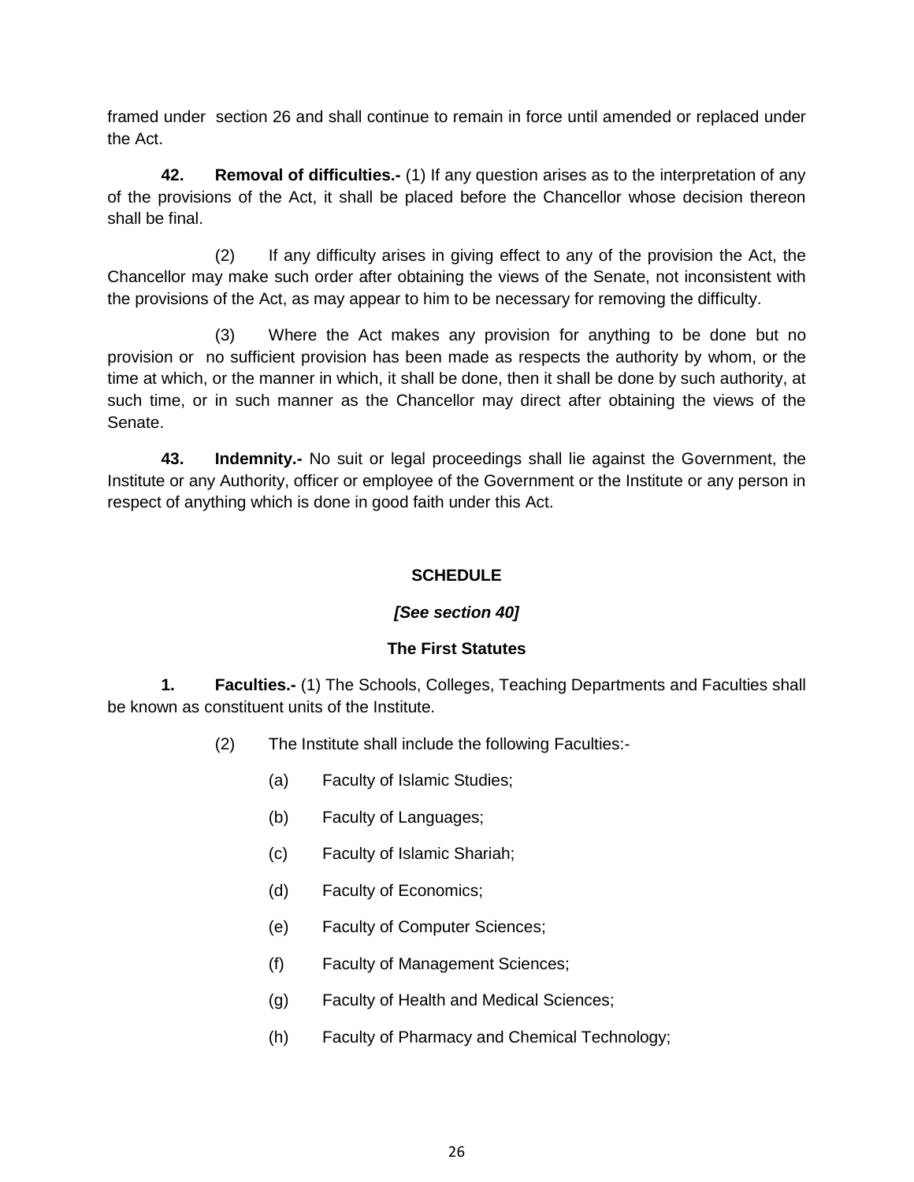framed under section 26 and shall continue to remain in force until amended or replaced under the Act.

**42. Removal of difficulties.-** (1) If any question arises as to the interpretation of any of the provisions of the Act, it shall be placed before the Chancellor whose decision thereon shall be final.

(2) If any difficulty arises in giving effect to any of the provision the Act, the Chancellor may make such order after obtaining the views of the Senate, not inconsistent with the provisions of the Act, as may appear to him to be necessary for removing the difficulty.

(3) Where the Act makes any provision for anything to be done but no provision or no sufficient provision has been made as respects the authority by whom, or the time at which, or the manner in which, it shall be done, then it shall be done by such authority, at such time, or in such manner as the Chancellor may direct after obtaining the views of the Senate.

**43. Indemnity.-** No suit or legal proceedings shall lie against the Government, the Institute or any Authority, officer or employee of the Government or the Institute or any person in respect of anything which is done in good faith under this Act.

**SCHEDULE**

***[See section 40]***

**The First Statutes**

**1. Faculties.-** (1) The Schools, Colleges, Teaching Departments and Faculties shall be known as constituent units of the Institute.

(2) The Institute shall include the following Faculties:-

(a) Faculty of Islamic Studies;

(b) Faculty of Languages;

(c) Faculty of Islamic Shariah;

(d) Faculty of Economics;

(e) Faculty of Computer Sciences;

(f) Faculty of Management Sciences;

(g) Faculty of Health and Medical Sciences;

(h) Faculty of Pharmacy and Chemical Technology;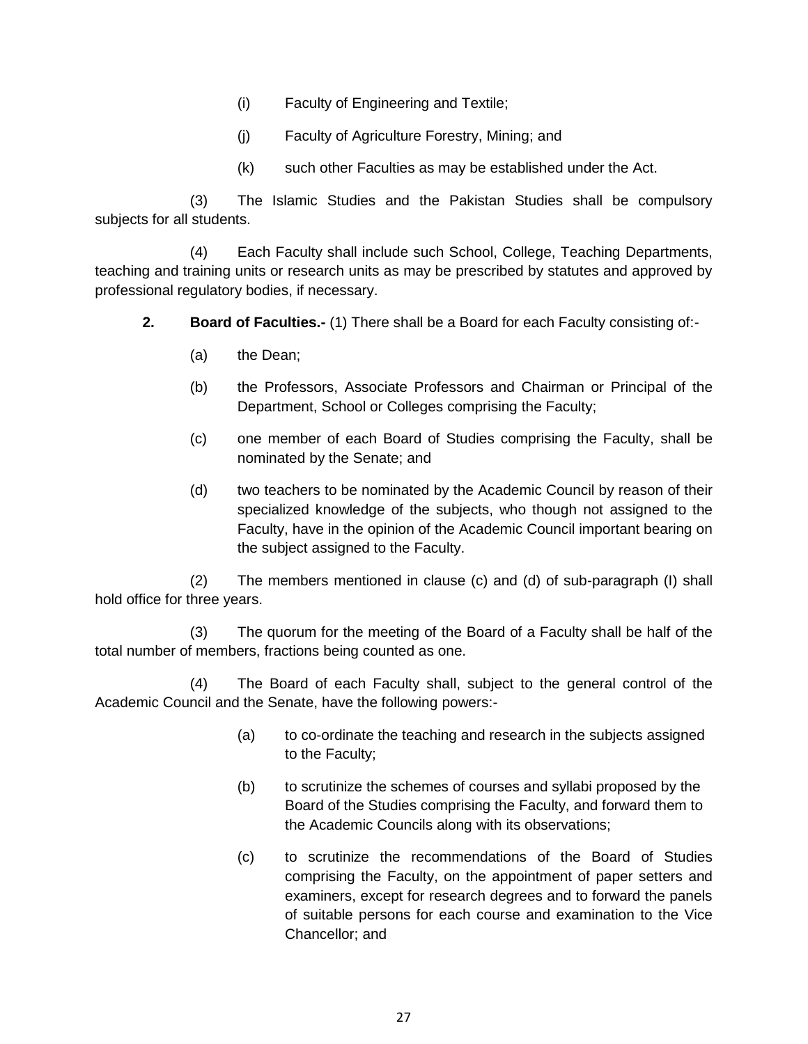(i) Faculty of Engineering and Textile;

(j) Faculty of Agriculture Forestry, Mining; and

(k) such other Faculties as may be established under the Act.

(3) The Islamic Studies and the Pakistan Studies shall be compulsory subjects for all students.

(4) Each Faculty shall include such School, College, Teaching Departments, teaching and training units or research units as may be prescribed by statutes and approved by professional regulatory bodies, if necessary.

**2. Board of Faculties.-** (1) There shall be a Board for each Faculty consisting of:-

(a) the Dean;

(b) the Professors, Associate Professors and Chairman or Principal of the Department, School or Colleges comprising the Faculty;

(c) one member of each Board of Studies comprising the Faculty, shall be nominated by the Senate; and

(d) two teachers to be nominated by the Academic Council by reason of their specialized knowledge of the subjects, who though not assigned to the Faculty, have in the opinion of the Academic Council important bearing on the subject assigned to the Faculty.

(2) The members mentioned in clause (c) and (d) of sub-paragraph (I) shall hold office for three years.

(3) The quorum for the meeting of the Board of a Faculty shall be half of the total number of members, fractions being counted as one.

(4) The Board of each Faculty shall, subject to the general control of the Academic Council and the Senate, have the following powers:-

(a) to co-ordinate the teaching and research in the subjects assigned to the Faculty;

(b) to scrutinize the schemes of courses and syllabi proposed by the Board of the Studies comprising the Faculty, and forward them to the Academic Councils along with its observations;

(c) to scrutinize the recommendations of the Board of Studies comprising the Faculty, on the appointment of paper setters and examiners, except for research degrees and to forward the panels of suitable persons for each course and examination to the Vice Chancellor; and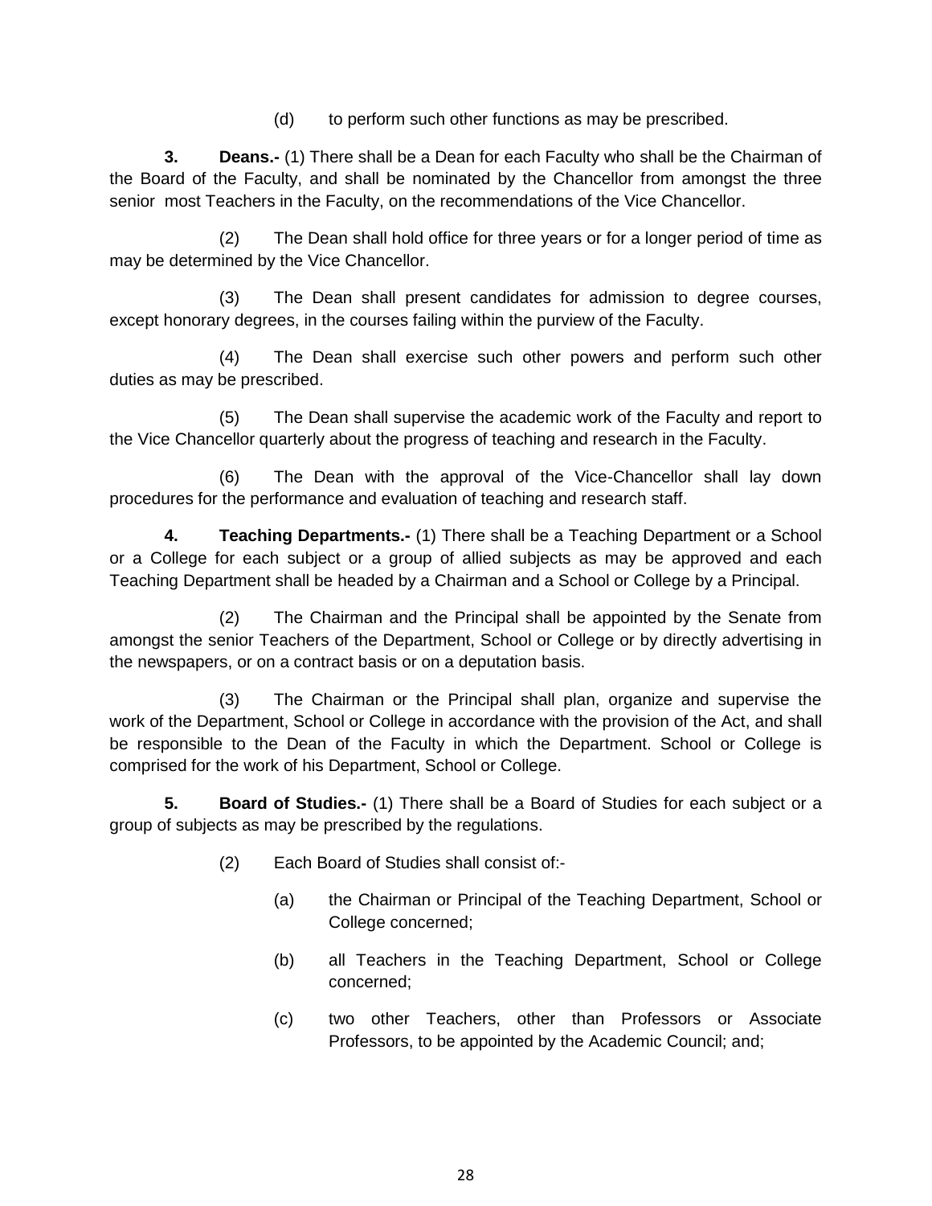(d) to perform such other functions as may be prescribed.

**3. Deans.-** (1) There shall be a Dean for each Faculty who shall be the Chairman of the Board of the Faculty, and shall be nominated by the Chancellor from amongst the three senior most Teachers in the Faculty, on the recommendations of the Vice Chancellor.

(2) The Dean shall hold office for three years or for a longer period of time as may be determined by the Vice Chancellor.

(3) The Dean shall present candidates for admission to degree courses, except honorary degrees, in the courses failing within the purview of the Faculty.

(4) The Dean shall exercise such other powers and perform such other duties as may be prescribed.

(5) The Dean shall supervise the academic work of the Faculty and report to the Vice Chancellor quarterly about the progress of teaching and research in the Faculty.

(6) The Dean with the approval of the Vice-Chancellor shall lay down procedures for the performance and evaluation of teaching and research staff.

**4. Teaching Departments.-** (1) There shall be a Teaching Department or a School or a College for each subject or a group of allied subjects as may be approved and each Teaching Department shall be headed by a Chairman and a School or College by a Principal.

(2) The Chairman and the Principal shall be appointed by the Senate from amongst the senior Teachers of the Department, School or College or by directly advertising in the newspapers, or on a contract basis or on a deputation basis.

(3) The Chairman or the Principal shall plan, organize and supervise the work of the Department, School or College in accordance with the provision of the Act, and shall be responsible to the Dean of the Faculty in which the Department. School or College is comprised for the work of his Department, School or College.

**5. Board of Studies.-** (1) There shall be a Board of Studies for each subject or a group of subjects as may be prescribed by the regulations.

(2) Each Board of Studies shall consist of:-

(a) the Chairman or Principal of the Teaching Department, School or College concerned;

(b) all Teachers in the Teaching Department, School or College concerned;

(c) two other Teachers, other than Professors or Associate Professors, to be appointed by the Academic Council; and;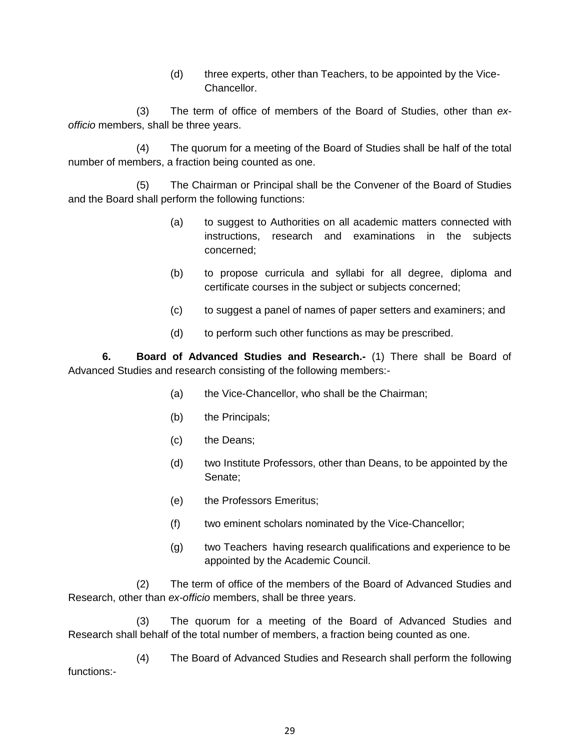(d) three experts, other than Teachers, to be appointed by the Vice-Chancellor.

(3) The term of office of members of the Board of Studies, other than *ex-officio* members, shall be three years.

(4) The quorum for a meeting of the Board of Studies shall be half of the total number of members, a fraction being counted as one.

(5) The Chairman or Principal shall be the Convener of the Board of Studies and the Board shall perform the following functions:

(a) to suggest to Authorities on all academic matters connected with instructions, research and examinations in the subjects concerned;

(b) to propose curricula and syllabi for all degree, diploma and certificate courses in the subject or subjects concerned;

(c) to suggest a panel of names of paper setters and examiners; and

(d) to perform such other functions as may be prescribed.

**6. Board of Advanced Studies and Research.-** (1) There shall be Board of Advanced Studies and research consisting of the following members:-

(a) the Vice-Chancellor, who shall be the Chairman;

(b) the Principals;

(c) the Deans;

(d) two Institute Professors, other than Deans, to be appointed by the Senate;

(e) the Professors Emeritus;

(f) two eminent scholars nominated by the Vice-Chancellor;

(g) two Teachers having research qualifications and experience to be appointed by the Academic Council.

(2) The term of office of the members of the Board of Advanced Studies and Research, other than *ex-officio* members, shall be three years.

(3) The quorum for a meeting of the Board of Advanced Studies and Research shall behalf of the total number of members, a fraction being counted as one.

(4) The Board of Advanced Studies and Research shall perform the following functions:-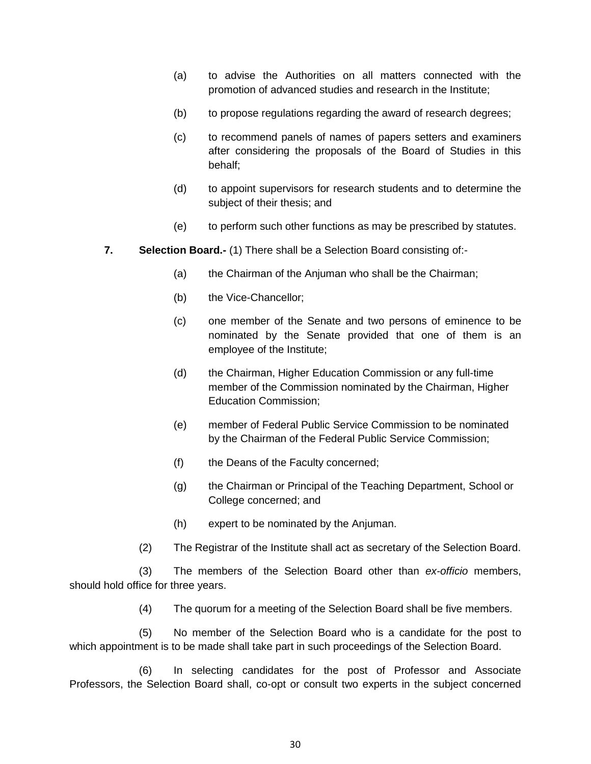(a) to advise the Authorities on all matters connected with the promotion of advanced studies and research in the Institute;

(b) to propose regulations regarding the award of research degrees;

(c) to recommend panels of names of papers setters and examiners after considering the proposals of the Board of Studies in this behalf;

(d) to appoint supervisors for research students and to determine the subject of their thesis; and

(e) to perform such other functions as may be prescribed by statutes.

**7. Selection Board.-** (1) There shall be a Selection Board consisting of:-

(a) the Chairman of the Anjuman who shall be the Chairman;

(b) the Vice-Chancellor;

(c) one member of the Senate and two persons of eminence to be nominated by the Senate provided that one of them is an employee of the Institute;

(d) the Chairman, Higher Education Commission or any full-time member of the Commission nominated by the Chairman, Higher Education Commission;

(e) member of Federal Public Service Commission to be nominated by the Chairman of the Federal Public Service Commission;

(f) the Deans of the Faculty concerned;

(g) the Chairman or Principal of the Teaching Department, School or College concerned; and

(h) expert to be nominated by the Anjuman.

(2) The Registrar of the Institute shall act as secretary of the Selection Board.

(3) The members of the Selection Board other than *ex-officio* members, should hold office for three years.

(4) The quorum for a meeting of the Selection Board shall be five members.

(5) No member of the Selection Board who is a candidate for the post to which appointment is to be made shall take part in such proceedings of the Selection Board.

(6) In selecting candidates for the post of Professor and Associate Professors, the Selection Board shall, co-opt or consult two experts in the subject concerned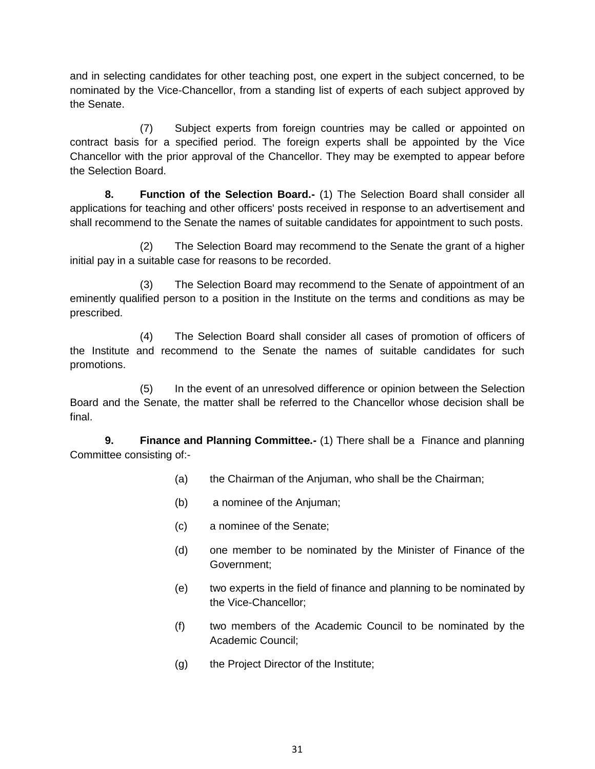and in selecting candidates for other teaching post, one expert in the subject concerned, to be nominated by the Vice-Chancellor, from a standing list of experts of each subject approved by the Senate.

(7) Subject experts from foreign countries may be called or appointed on contract basis for a specified period. The foreign experts shall be appointed by the Vice Chancellor with the prior approval of the Chancellor. They may be exempted to appear before the Selection Board.

**8. Function of the Selection Board.-** (1) The Selection Board shall consider all applications for teaching and other officers' posts received in response to an advertisement and shall recommend to the Senate the names of suitable candidates for appointment to such posts.

(2) The Selection Board may recommend to the Senate the grant of a higher initial pay in a suitable case for reasons to be recorded.

(3) The Selection Board may recommend to the Senate of appointment of an eminently qualified person to a position in the Institute on the terms and conditions as may be prescribed.

(4) The Selection Board shall consider all cases of promotion of officers of the Institute and recommend to the Senate the names of suitable candidates for such promotions.

(5) In the event of an unresolved difference or opinion between the Selection Board and the Senate, the matter shall be referred to the Chancellor whose decision shall be final.

**9. Finance and Planning Committee.-** (1) There shall be a Finance and planning Committee consisting of:-

(a) the Chairman of the Anjuman, who shall be the Chairman;

(b) a nominee of the Anjuman;

(c) a nominee of the Senate;

(d) one member to be nominated by the Minister of Finance of the Government;

(e) two experts in the field of finance and planning to be nominated by the Vice-Chancellor;

(f) two members of the Academic Council to be nominated by the Academic Council;

(g) the Project Director of the Institute;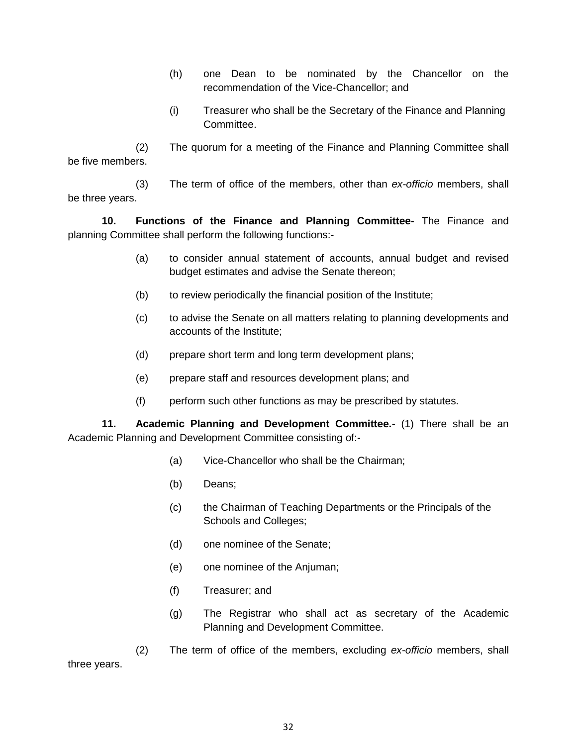(h) one Dean to be nominated by the Chancellor on the recommendation of the Vice-Chancellor; and

(i) Treasurer who shall be the Secretary of the Finance and Planning Committee.

(2) The quorum for a meeting of the Finance and Planning Committee shall be five members.

(3) The term of office of the members, other than *ex-officio* members, shall be three years.

**10. Functions of the Finance and Planning Committee-** The Finance and planning Committee shall perform the following functions:-

(a) to consider annual statement of accounts, annual budget and revised budget estimates and advise the Senate thereon;

(b) to review periodically the financial position of the Institute;

(c) to advise the Senate on all matters relating to planning developments and accounts of the Institute;

(d) prepare short term and long term development plans;

(e) prepare staff and resources development plans; and

(f) perform such other functions as may be prescribed by statutes.

**11. Academic Planning and Development Committee.-** (1) There shall be an Academic Planning and Development Committee consisting of:-

(a) Vice-Chancellor who shall be the Chairman;

(b) Deans;

(c) the Chairman of Teaching Departments or the Principals of the Schools and Colleges;

(d) one nominee of the Senate;

(e) one nominee of the Anjuman;

(f) Treasurer; and

(g) The Registrar who shall act as secretary of the Academic Planning and Development Committee.

(2) The term of office of the members, excluding *ex-officio* members, shall three years.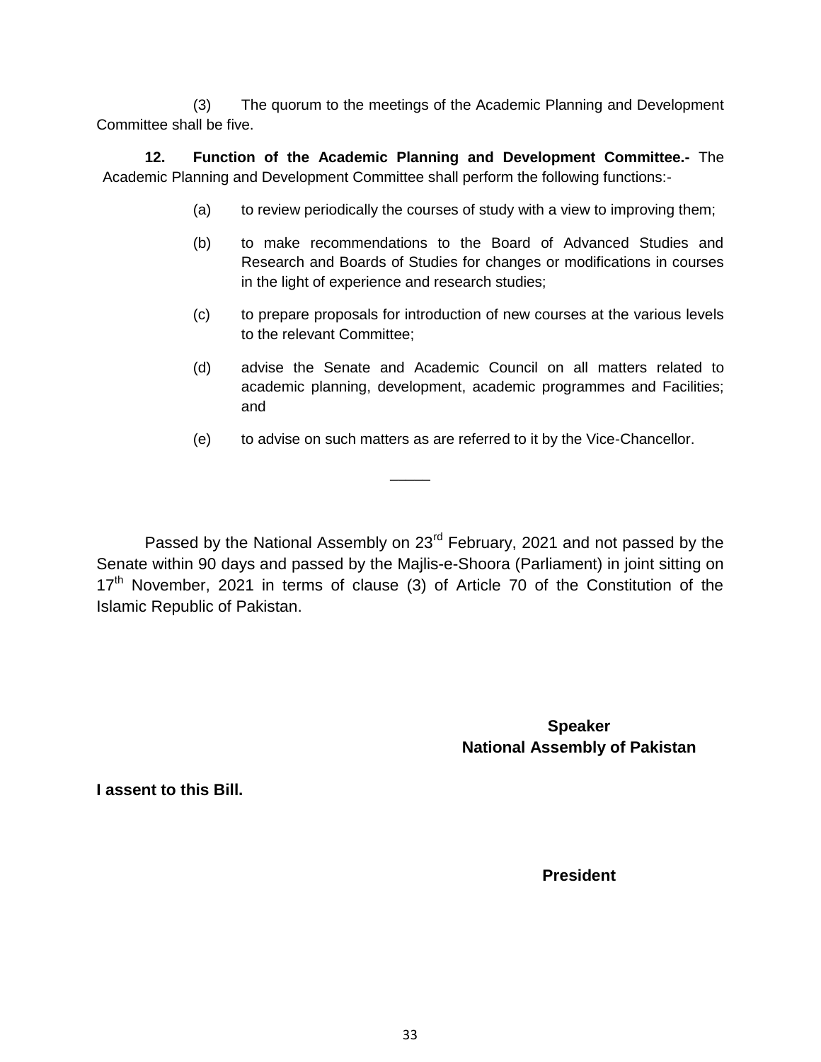(3) The quorum to the meetings of the Academic Planning and Development Committee shall be five.

**12. Function of the Academic Planning and Development Committee.-** The Academic Planning and Development Committee shall perform the following functions:-

(a) to review periodically the courses of study with a view to improving them;

(b) to make recommendations to the Board of Advanced Studies and Research and Boards of Studies for changes or modifications in courses in the light of experience and research studies;

(c) to prepare proposals for introduction of new courses at the various levels to the relevant Committee;

(d) advise the Senate and Academic Council on all matters related to academic planning, development, academic programmes and Facilities; and

(e) to advise on such matters as are referred to it by the Vice-Chancellor.

_____

Passed by the National Assembly on 23rd February, 2021 and not passed by the Senate within 90 days and passed by the Majlis-e-Shoora (Parliament) in joint sitting on 17th November, 2021 in terms of clause (3) of Article 70 of the Constitution of the Islamic Republic of Pakistan.

**Speaker**
**National Assembly of Pakistan**

**I assent to this Bill.**

**President**